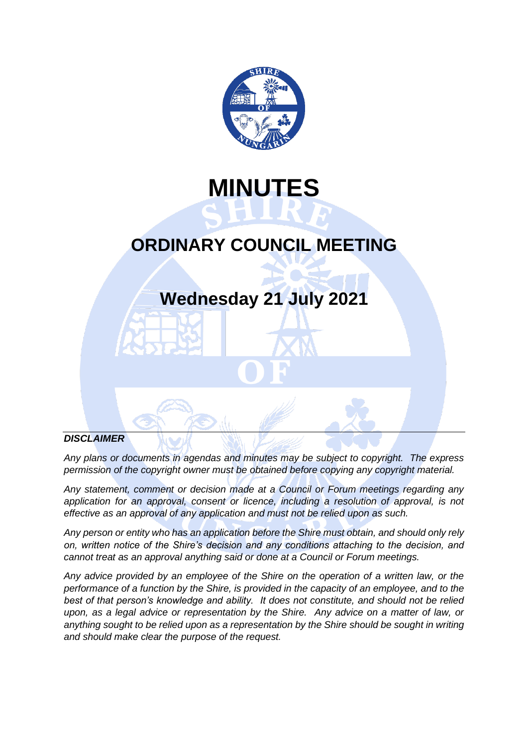# MINUTES

## ORDINARY COUNCIL MEETING

## Wednesday 21 July 2021

***DISCLAIMER***

*Any plans or documents in agendas and minutes may be subject to copyright. The express permission of the copyright owner must be obtained before copying any copyright material.*

*Any statement, comment or decision made at a Council or Forum meetings regarding any application for an approval, consent or licence, including a resolution of approval, is not effective as an approval of any application and must not be relied upon as such.*

*Any person or entity who has an application before the Shire must obtain, and should only rely on, written notice of the Shire's decision and any conditions attaching to the decision, and cannot treat as an approval anything said or done at a Council or Forum meetings.*

*Any advice provided by an employee of the Shire on the operation of a written law, or the performance of a function by the Shire, is provided in the capacity of an employee, and to the best of that person's knowledge and ability. It does not constitute, and should not be relied upon, as a legal advice or representation by the Shire. Any advice on a matter of law, or anything sought to be relied upon as a representation by the Shire should be sought in writing and should make clear the purpose of the request.*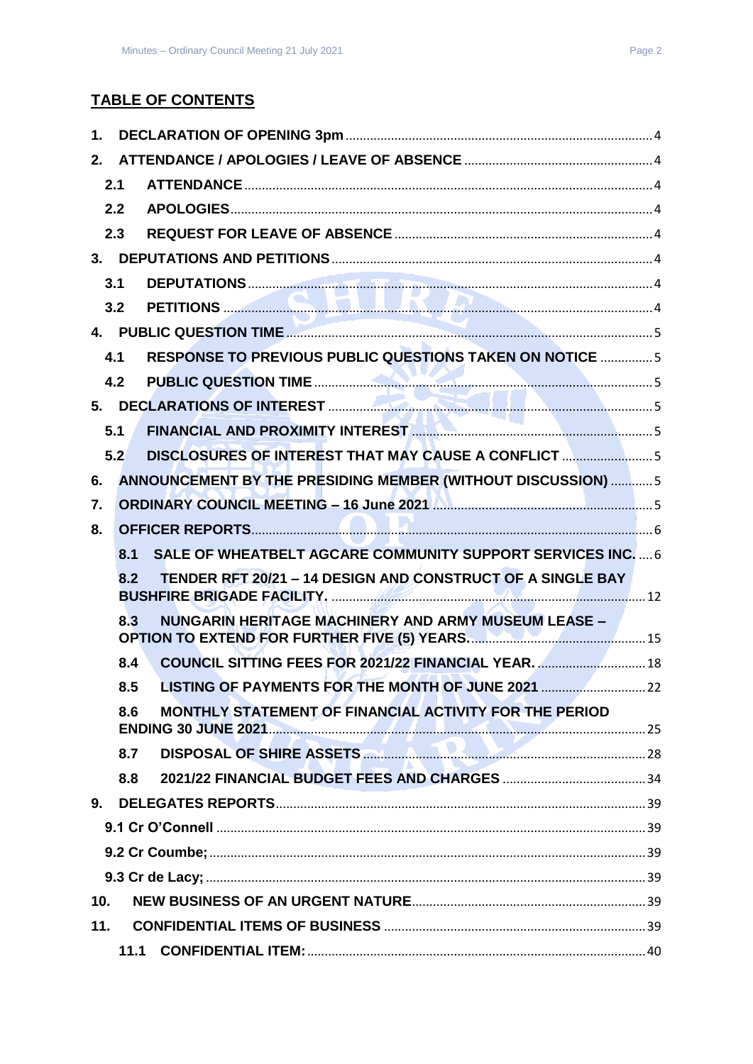## TABLE OF CONTENTS

1. DECLARATION OF OPENING 3pm ....... 4
2. ATTENDANCE / APOLOGIES / LEAVE OF ABSENCE ....... 4
   - 2.1 ATTENDANCE ....... 4
   - 2.2 APOLOGIES ....... 4
   - 2.3 REQUEST FOR LEAVE OF ABSENCE ....... 4
3. DEPUTATIONS AND PETITIONS ....... 4
   - 3.1 DEPUTATIONS ....... 4
   - 3.2 PETITIONS ....... 4
4. PUBLIC QUESTION TIME ....... 5
   - 4.1 RESPONSE TO PREVIOUS PUBLIC QUESTIONS TAKEN ON NOTICE ....... 5
   - 4.2 PUBLIC QUESTION TIME ....... 5
5. DECLARATIONS OF INTEREST ....... 5
   - 5.1 FINANCIAL AND PROXIMITY INTEREST ....... 5
   - 5.2 DISCLOSURES OF INTEREST THAT MAY CAUSE A CONFLICT ....... 5
6. ANNOUNCEMENT BY THE PRESIDING MEMBER (WITHOUT DISCUSSION) ....... 5
7. ORDINARY COUNCIL MEETING – 16 June 2021 ....... 5
8. OFFICER REPORTS ....... 6
   - 8.1 SALE OF WHEATBELT AGCARE COMMUNITY SUPPORT SERVICES INC. ....... 6
   - 8.2 TENDER RFT 20/21 – 14 DESIGN AND CONSTRUCT OF A SINGLE BAY BUSHFIRE BRIGADE FACILITY. ....... 12
   - 8.3 NUNGARIN HERITAGE MACHINERY AND ARMY MUSEUM LEASE – OPTION TO EXTEND FOR FURTHER FIVE (5) YEARS. ....... 15
   - 8.4 COUNCIL SITTING FEES FOR 2021/22 FINANCIAL YEAR. ....... 18
   - 8.5 LISTING OF PAYMENTS FOR THE MONTH OF JUNE 2021 ....... 22
   - 8.6 MONTHLY STATEMENT OF FINANCIAL ACTIVITY FOR THE PERIOD ENDING 30 JUNE 2021 ....... 25
   - 8.7 DISPOSAL OF SHIRE ASSETS ....... 28
   - 8.8 2021/22 FINANCIAL BUDGET FEES AND CHARGES ....... 34
9. DELEGATES REPORTS ....... 39
   - 9.1 Cr O'Connell ....... 39
   - 9.2 Cr Coumbe; ....... 39
   - 9.3 Cr de Lacy; ....... 39
10. NEW BUSINESS OF AN URGENT NATURE ....... 39
11. CONFIDENTIAL ITEMS OF BUSINESS ....... 39
    - 11.1 CONFIDENTIAL ITEM: ....... 40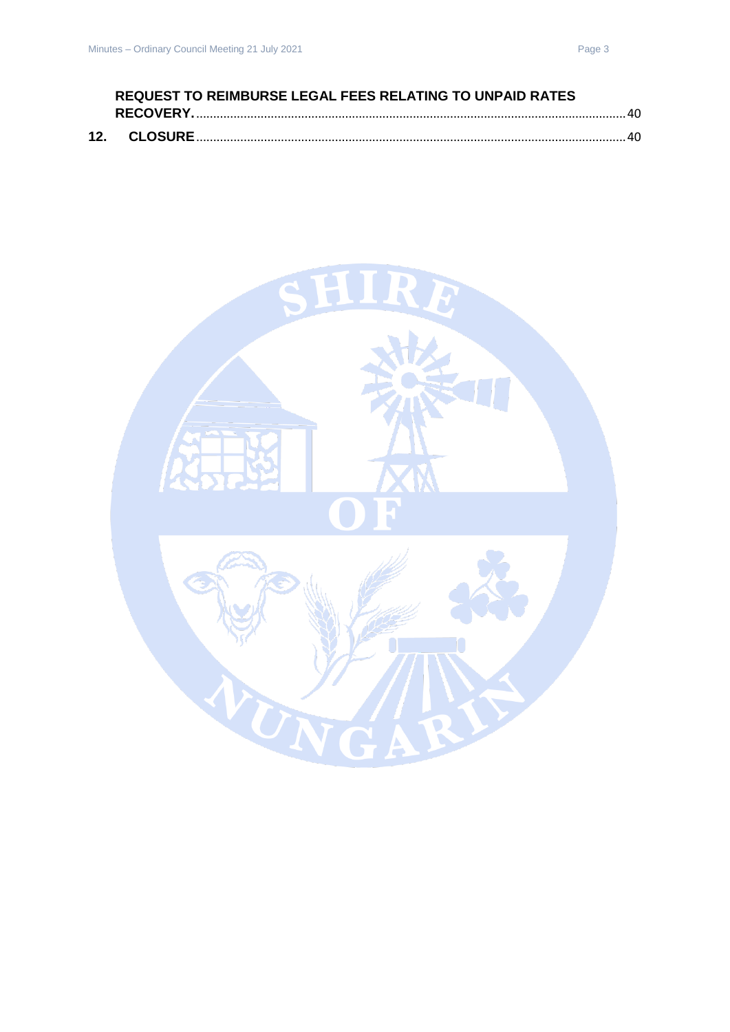**REQUEST TO REIMBURSE LEGAL FEES RELATING TO UNPAID RATES RECOVERY.** ...... 40

**12. CLOSURE** ...... 40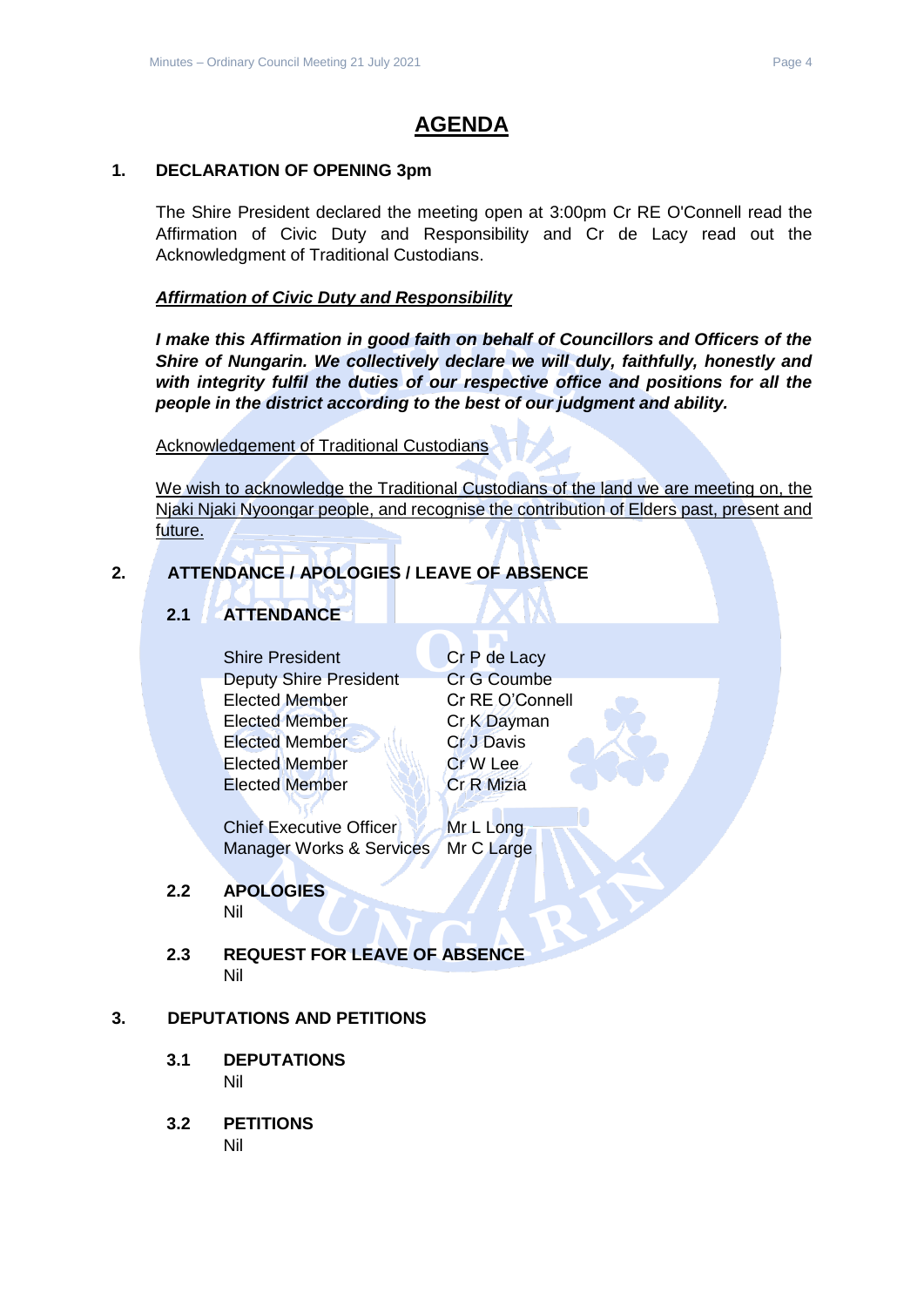# AGENDA

## 1. DECLARATION OF OPENING 3pm

The Shire President declared the meeting open at 3:00pm Cr RE O'Connell read the Affirmation of Civic Duty and Responsibility and Cr de Lacy read out the Acknowledgment of Traditional Custodians.

***Affirmation of Civic Duty and Responsibility***

***I make this Affirmation in good faith on behalf of Councillors and Officers of the Shire of Nungarin. We collectively declare we will duly, faithfully, honestly and with integrity fulfil the duties of our respective office and positions for all the people in the district according to the best of our judgment and ability.***

Acknowledgement of Traditional Custodians

We wish to acknowledge the Traditional Custodians of the land we are meeting on, the Njaki Njaki Nyoongar people, and recognise the contribution of Elders past, present and future.

## 2. ATTENDANCE / APOLOGIES / LEAVE OF ABSENCE

### 2.1 ATTENDANCE

| | |
|---|---|
| Shire President | Cr P de Lacy |
| Deputy Shire President | Cr G Coumbe |
| Elected Member | Cr RE O'Connell |
| Elected Member | Cr K Dayman |
| Elected Member | Cr J Davis |
| Elected Member | Cr W Lee |
| Elected Member | Cr R Mizia |
| Chief Executive Officer | Mr L Long |
| Manager Works & Services | Mr C Large |

### 2.2 APOLOGIES

Nil

### 2.3 REQUEST FOR LEAVE OF ABSENCE

Nil

## 3. DEPUTATIONS AND PETITIONS

### 3.1 DEPUTATIONS

Nil

### 3.2 PETITIONS

Nil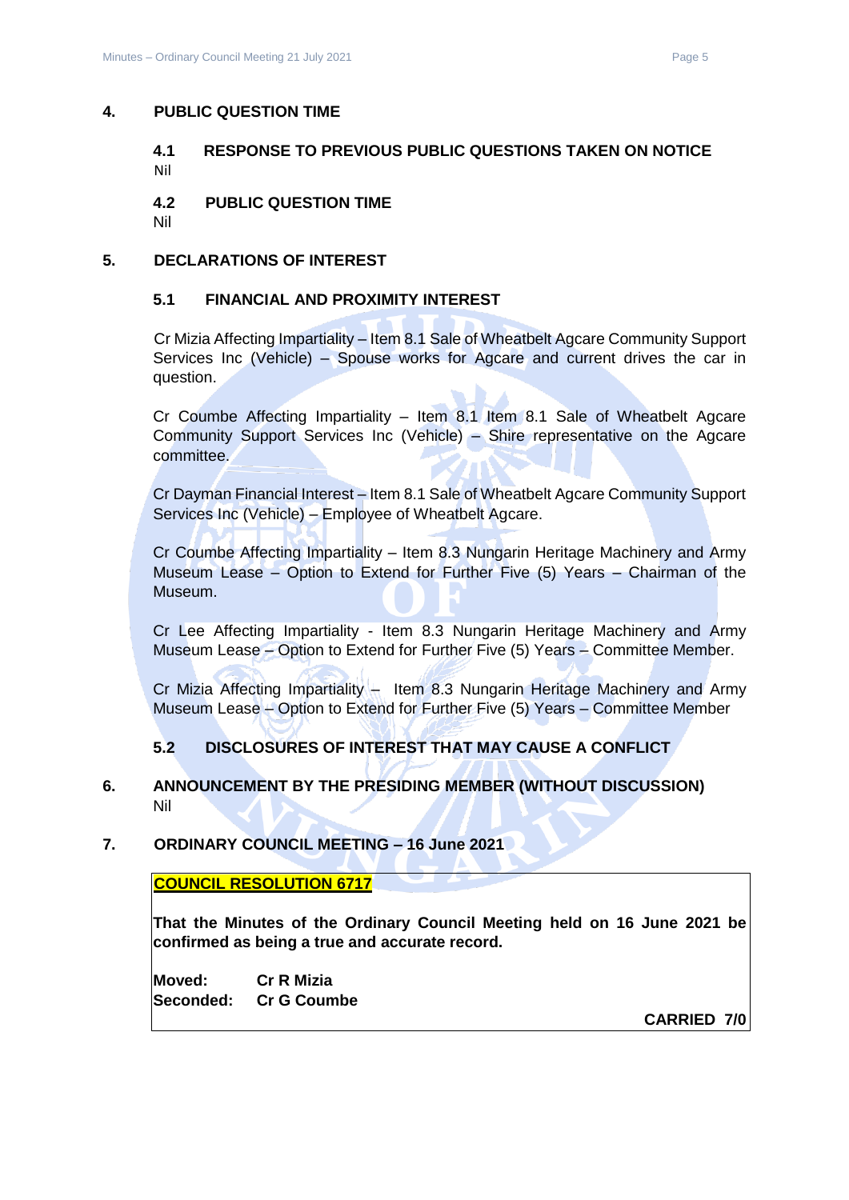## 4. PUBLIC QUESTION TIME

### 4.1 RESPONSE TO PREVIOUS PUBLIC QUESTIONS TAKEN ON NOTICE

Nil

### 4.2 PUBLIC QUESTION TIME

Nil

## 5. DECLARATIONS OF INTEREST

### 5.1 FINANCIAL AND PROXIMITY INTEREST

Cr Mizia Affecting Impartiality – Item 8.1 Sale of Wheatbelt Agcare Community Support Services Inc (Vehicle) – Spouse works for Agcare and current drives the car in question.

Cr Coumbe Affecting Impartiality – Item 8.1 Item 8.1 Sale of Wheatbelt Agcare Community Support Services Inc (Vehicle) – Shire representative on the Agcare committee.

Cr Dayman Financial Interest – Item 8.1 Sale of Wheatbelt Agcare Community Support Services Inc (Vehicle) – Employee of Wheatbelt Agcare.

Cr Coumbe Affecting Impartiality – Item 8.3 Nungarin Heritage Machinery and Army Museum Lease – Option to Extend for Further Five (5) Years – Chairman of the Museum.

Cr Lee Affecting Impartiality - Item 8.3 Nungarin Heritage Machinery and Army Museum Lease – Option to Extend for Further Five (5) Years – Committee Member.

Cr Mizia Affecting Impartiality – Item 8.3 Nungarin Heritage Machinery and Army Museum Lease – Option to Extend for Further Five (5) Years – Committee Member

### 5.2 DISCLOSURES OF INTEREST THAT MAY CAUSE A CONFLICT

## 6. ANNOUNCEMENT BY THE PRESIDING MEMBER (WITHOUT DISCUSSION)

Nil

## 7. ORDINARY COUNCIL MEETING – 16 June 2021

**COUNCIL RESOLUTION 6717**

**That the Minutes of the Ordinary Council Meeting held on 16 June 2021 be confirmed as being a true and accurate record.**

**Moved:** Cr R Mizia
**Seconded:** Cr G Coumbe

**CARRIED 7/0**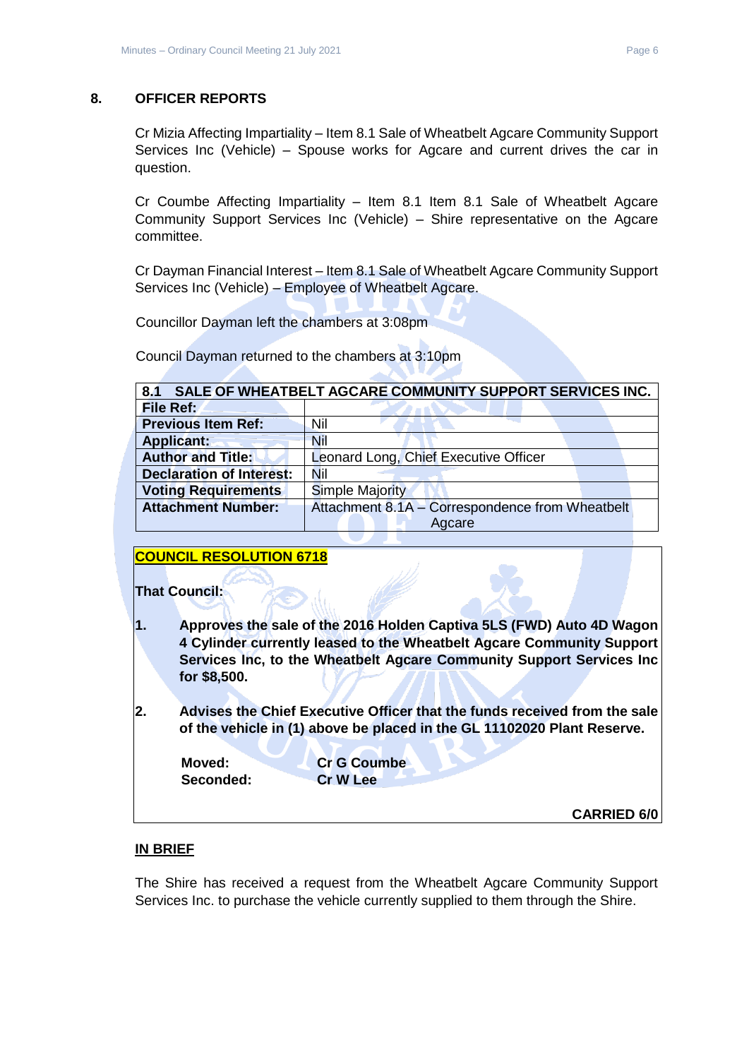## 8. OFFICER REPORTS

Cr Mizia Affecting Impartiality – Item 8.1 Sale of Wheatbelt Agcare Community Support Services Inc (Vehicle) – Spouse works for Agcare and current drives the car in question.

Cr Coumbe Affecting Impartiality – Item 8.1 Item 8.1 Sale of Wheatbelt Agcare Community Support Services Inc (Vehicle) – Shire representative on the Agcare committee.

Cr Dayman Financial Interest – Item 8.1 Sale of Wheatbelt Agcare Community Support Services Inc (Vehicle) – Employee of Wheatbelt Agcare.

Councillor Dayman left the chambers at 3:08pm

Council Dayman returned to the chambers at 3:10pm

| 8.1 SALE OF WHEATBELT AGCARE COMMUNITY SUPPORT SERVICES INC. | |
|---|---|
| **File Ref:** | |
| **Previous Item Ref:** | Nil |
| **Applicant:** | Nil |
| **Author and Title:** | Leonard Long, Chief Executive Officer |
| **Declaration of Interest:** | Nil |
| **Voting Requirements** | Simple Majority |
| **Attachment Number:** | Attachment 8.1A – Correspondence from Wheatbelt Agcare |

**COUNCIL RESOLUTION 6718**

**That Council:**

1. **Approves the sale of the 2016 Holden Captiva 5LS (FWD) Auto 4D Wagon 4 Cylinder currently leased to the Wheatbelt Agcare Community Support Services Inc, to the Wheatbelt Agcare Community Support Services Inc for $8,500.**

2. **Advises the Chief Executive Officer that the funds received from the sale of the vehicle in (1) above be placed in the GL 11102020 Plant Reserve.**

**Moved:** **Cr G Coumbe**
**Seconded:** **Cr W Lee**

**CARRIED 6/0**

**IN BRIEF**

The Shire has received a request from the Wheatbelt Agcare Community Support Services Inc. to purchase the vehicle currently supplied to them through the Shire.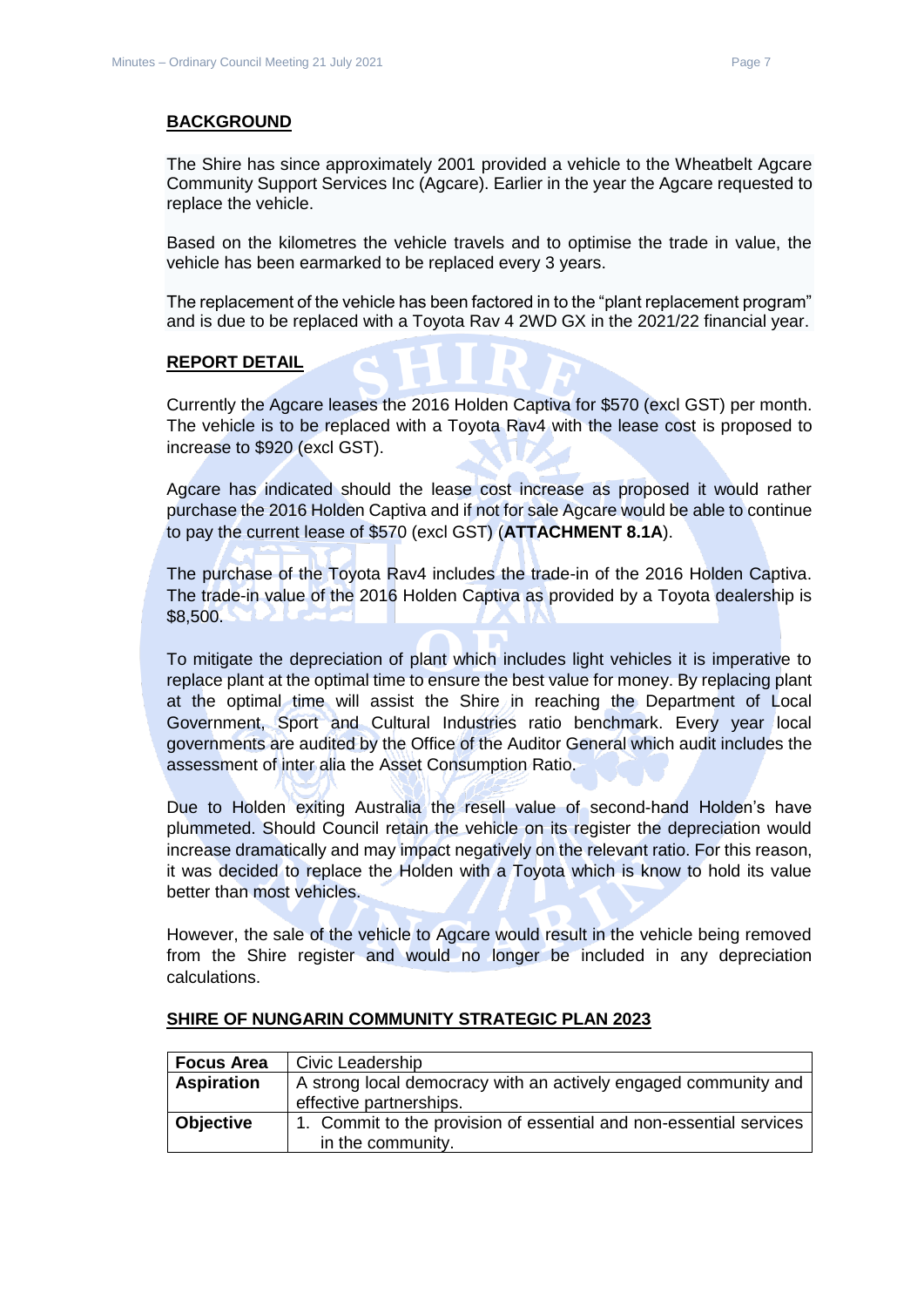## BACKGROUND

The Shire has since approximately 2001 provided a vehicle to the Wheatbelt Agcare Community Support Services Inc (Agcare). Earlier in the year the Agcare requested to replace the vehicle.

Based on the kilometres the vehicle travels and to optimise the trade in value, the vehicle has been earmarked to be replaced every 3 years.

The replacement of the vehicle has been factored in to the "plant replacement program" and is due to be replaced with a Toyota Rav 4 2WD GX in the 2021/22 financial year.

## REPORT DETAIL

Currently the Agcare leases the 2016 Holden Captiva for $570 (excl GST) per month. The vehicle is to be replaced with a Toyota Rav4 with the lease cost is proposed to increase to $920 (excl GST).

Agcare has indicated should the lease cost increase as proposed it would rather purchase the 2016 Holden Captiva and if not for sale Agcare would be able to continue to pay the current lease of $570 (excl GST) (**ATTACHMENT 8.1A**).

The purchase of the Toyota Rav4 includes the trade-in of the 2016 Holden Captiva. The trade-in value of the 2016 Holden Captiva as provided by a Toyota dealership is $8,500.

To mitigate the depreciation of plant which includes light vehicles it is imperative to replace plant at the optimal time to ensure the best value for money. By replacing plant at the optimal time will assist the Shire in reaching the Department of Local Government, Sport and Cultural Industries ratio benchmark. Every year local governments are audited by the Office of the Auditor General which audit includes the assessment of inter alia the Asset Consumption Ratio.

Due to Holden exiting Australia the resell value of second-hand Holden's have plummeted. Should Council retain the vehicle on its register the depreciation would increase dramatically and may impact negatively on the relevant ratio. For this reason, it was decided to replace the Holden with a Toyota which is know to hold its value better than most vehicles.

However, the sale of the vehicle to Agcare would result in the vehicle being removed from the Shire register and would no longer be included in any depreciation calculations.

## SHIRE OF NUNGARIN COMMUNITY STRATEGIC PLAN 2023

| | |
|---|---|
| **Focus Area** | Civic Leadership |
| **Aspiration** | A strong local democracy with an actively engaged community and effective partnerships. |
| **Objective** | 1. Commit to the provision of essential and non-essential services in the community. |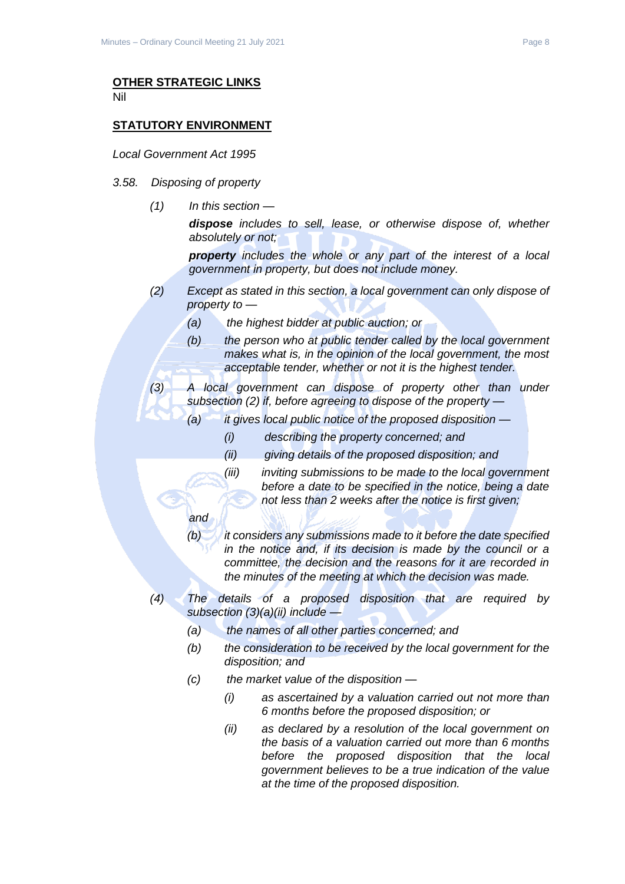**OTHER STRATEGIC LINKS**

Nil

**STATUTORY ENVIRONMENT**

*Local Government Act 1995*

*3.58. Disposing of property*

*(1) In this section —*

***dispose** includes to sell, lease, or otherwise dispose of, whether absolutely or not;*

***property** includes the whole or any part of the interest of a local government in property, but does not include money.*

*(2) Except as stated in this section, a local government can only dispose of property to —*

- *(a) the highest bidder at public auction; or*
- *(b) the person who at public tender called by the local government makes what is, in the opinion of the local government, the most acceptable tender, whether or not it is the highest tender.*

*(3) A local government can dispose of property other than under subsection (2) if, before agreeing to dispose of the property —*

- *(a) it gives local public notice of the proposed disposition —*
  - *(i) describing the property concerned; and*
  - *(ii) giving details of the proposed disposition; and*
  - *(iii) inviting submissions to be made to the local government before a date to be specified in the notice, being a date not less than 2 weeks after the notice is first given;*

  *and*
- *(b) it considers any submissions made to it before the date specified in the notice and, if its decision is made by the council or a committee, the decision and the reasons for it are recorded in the minutes of the meeting at which the decision was made.*

*(4) The details of a proposed disposition that are required by subsection (3)(a)(ii) include —*

- *(a) the names of all other parties concerned; and*
- *(b) the consideration to be received by the local government for the disposition; and*
- *(c) the market value of the disposition —*
  - *(i) as ascertained by a valuation carried out not more than 6 months before the proposed disposition; or*
  - *(ii) as declared by a resolution of the local government on the basis of a valuation carried out more than 6 months before the proposed disposition that the local government believes to be a true indication of the value at the time of the proposed disposition.*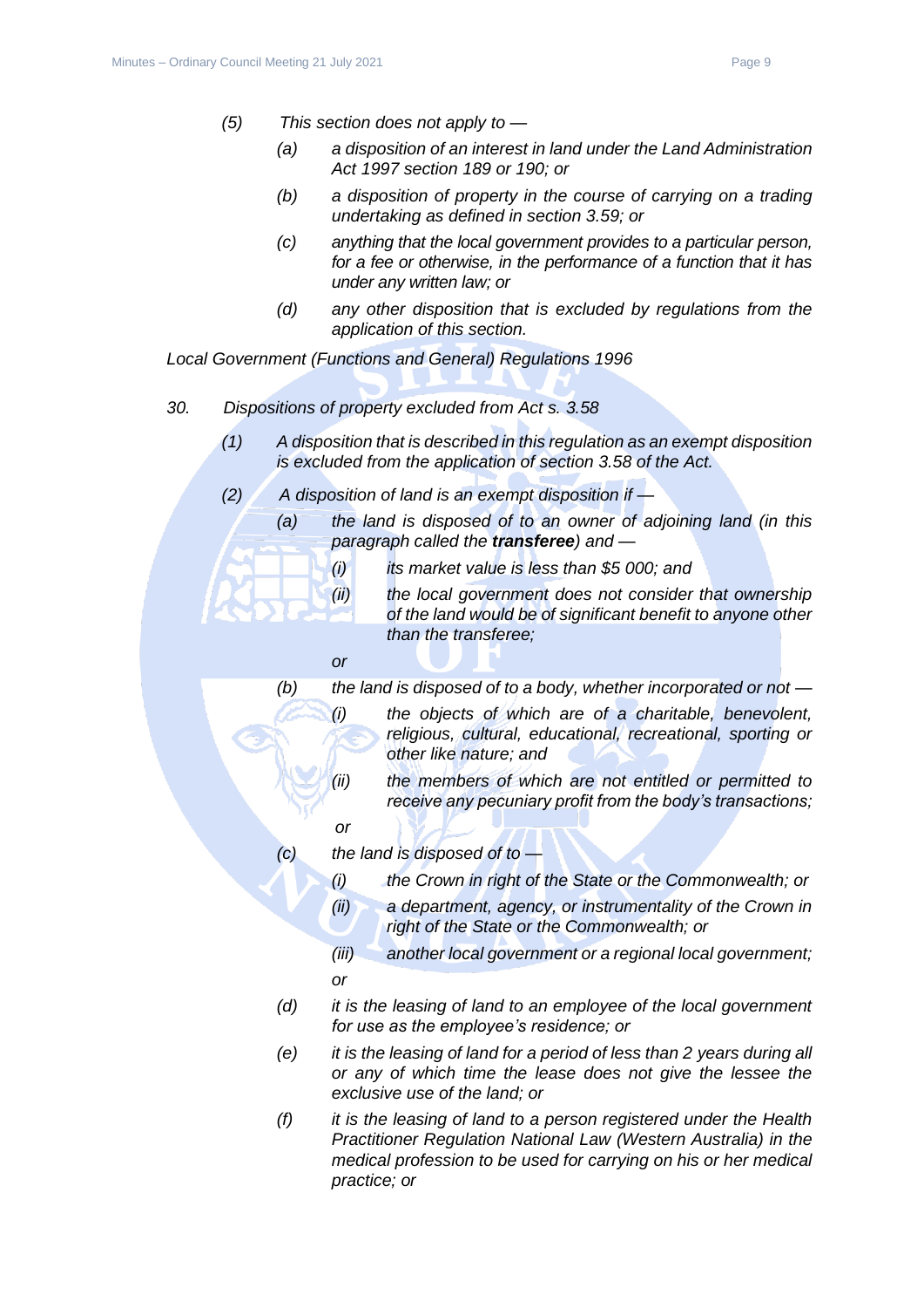*(5) This section does not apply to —*

- *(a) a disposition of an interest in land under the Land Administration Act 1997 section 189 or 190; or*
- *(b) a disposition of property in the course of carrying on a trading undertaking as defined in section 3.59; or*
- *(c) anything that the local government provides to a particular person, for a fee or otherwise, in the performance of a function that it has under any written law; or*
- *(d) any other disposition that is excluded by regulations from the application of this section.*

*Local Government (Functions and General) Regulations 1996*

*30. Dispositions of property excluded from Act s. 3.58*

*(1) A disposition that is described in this regulation as an exempt disposition is excluded from the application of section 3.58 of the Act.*

*(2) A disposition of land is an exempt disposition if —*

- *(a) the land is disposed of to an owner of adjoining land (in this paragraph called the* ***transferee****) and —*
  - *(i) its market value is less than $5 000; and*
  - *(ii) the local government does not consider that ownership of the land would be of significant benefit to anyone other than the transferee;*

  *or*
- *(b) the land is disposed of to a body, whether incorporated or not —*
  - *(i) the objects of which are of a charitable, benevolent, religious, cultural, educational, recreational, sporting or other like nature; and*
  - *(ii) the members of which are not entitled or permitted to receive any pecuniary profit from the body's transactions;*

  *or*
- *(c) the land is disposed of to —*
  - *(i) the Crown in right of the State or the Commonwealth; or*
  - *(ii) a department, agency, or instrumentality of the Crown in right of the State or the Commonwealth; or*
  - *(iii) another local government or a regional local government;*

  *or*
- *(d) it is the leasing of land to an employee of the local government for use as the employee's residence; or*
- *(e) it is the leasing of land for a period of less than 2 years during all or any of which time the lease does not give the lessee the exclusive use of the land; or*
- *(f) it is the leasing of land to a person registered under the Health Practitioner Regulation National Law (Western Australia) in the medical profession to be used for carrying on his or her medical practice; or*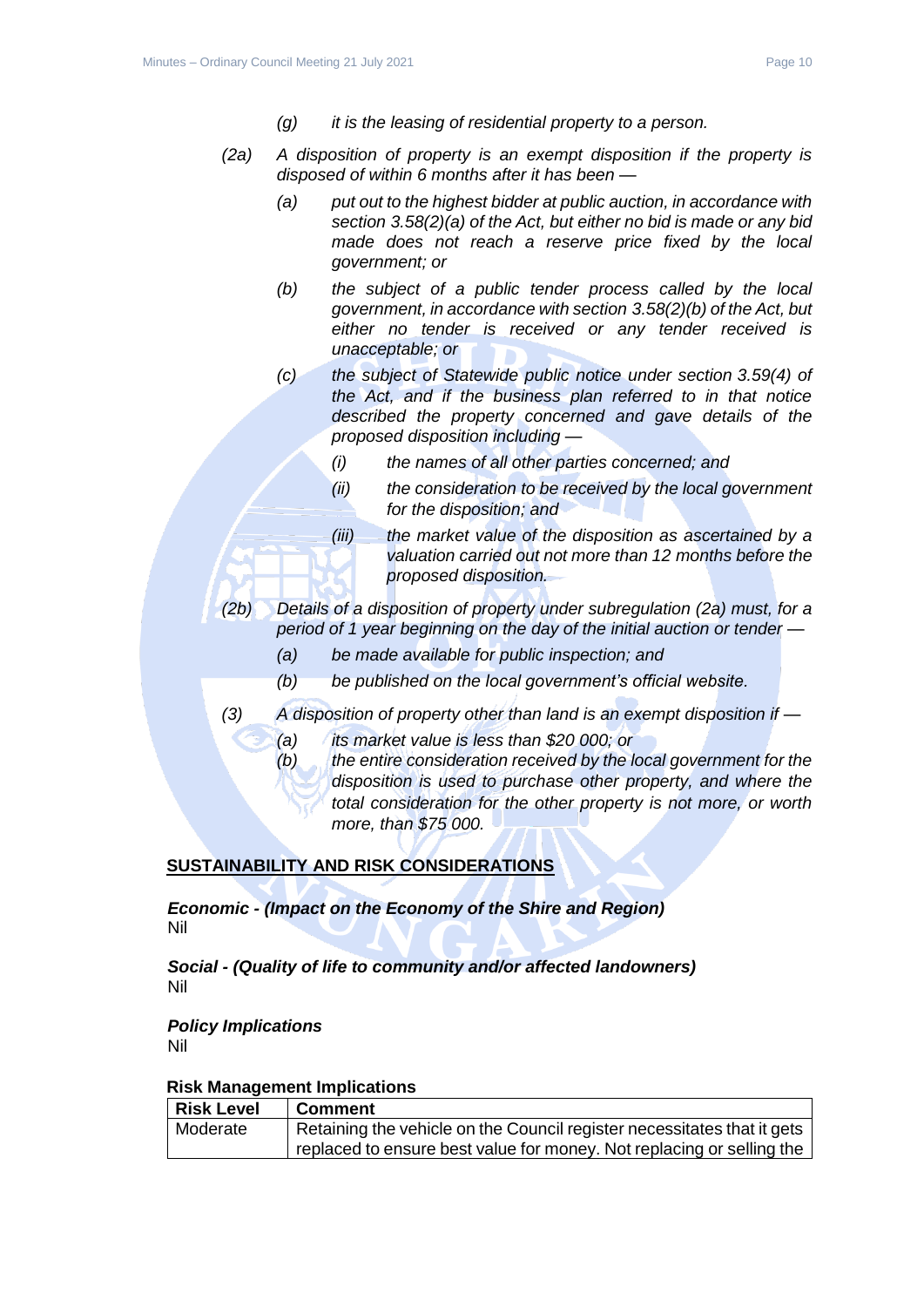*(g) it is the leasing of residential property to a person.*

*(2a) A disposition of property is an exempt disposition if the property is disposed of within 6 months after it has been —*

*(a) put out to the highest bidder at public auction, in accordance with section 3.58(2)(a) of the Act, but either no bid is made or any bid made does not reach a reserve price fixed by the local government; or*

*(b) the subject of a public tender process called by the local government, in accordance with section 3.58(2)(b) of the Act, but either no tender is received or any tender received is unacceptable; or*

*(c) the subject of Statewide public notice under section 3.59(4) of the Act, and if the business plan referred to in that notice described the property concerned and gave details of the proposed disposition including —*

*(i) the names of all other parties concerned; and*

*(ii) the consideration to be received by the local government for the disposition; and*

*(iii) the market value of the disposition as ascertained by a valuation carried out not more than 12 months before the proposed disposition.*

*(2b) Details of a disposition of property under subregulation (2a) must, for a period of 1 year beginning on the day of the initial auction or tender —*

*(a) be made available for public inspection; and*

*(b) be published on the local government's official website.*

*(3) A disposition of property other than land is an exempt disposition if —*

*(a) its market value is less than $20 000; or*

*(b) the entire consideration received by the local government for the disposition is used to purchase other property, and where the total consideration for the other property is not more, or worth more, than $75 000.*

## SUSTAINABILITY AND RISK CONSIDERATIONS

***Economic - (Impact on the Economy of the Shire and Region)***
Nil

***Social - (Quality of life to community and/or affected landowners)***
Nil

***Policy Implications***
Nil

**Risk Management Implications**

| Risk Level | Comment |
|---|---|
| Moderate | Retaining the vehicle on the Council register necessitates that it gets replaced to ensure best value for money. Not replacing or selling the |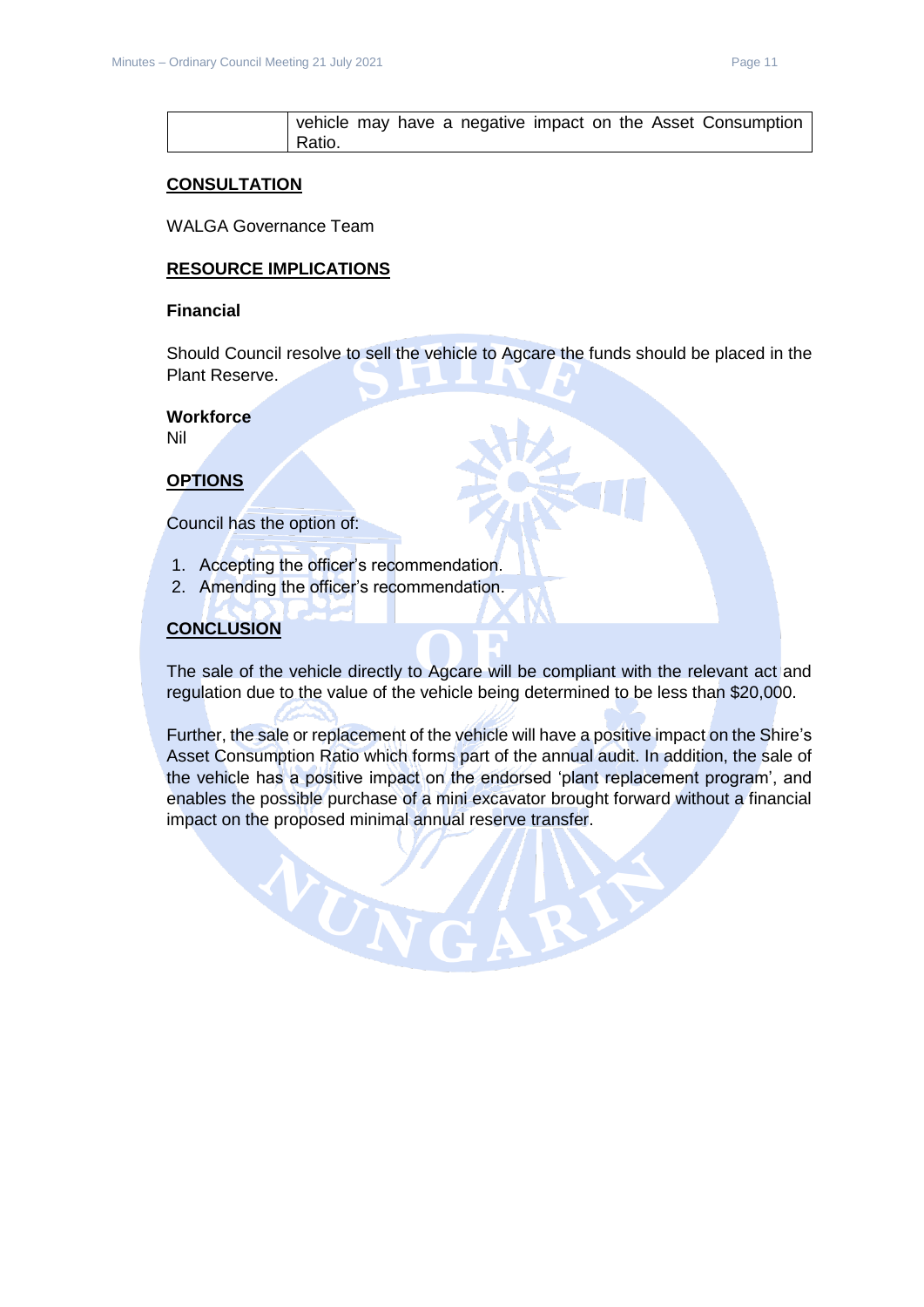| | vehicle may have a negative impact on the Asset Consumption Ratio. |
|---|---|

## CONSULTATION

WALGA Governance Team

## RESOURCE IMPLICATIONS

**Financial**

Should Council resolve to sell the vehicle to Agcare the funds should be placed in the Plant Reserve.

**Workforce**

Nil

## OPTIONS

Council has the option of:

1. Accepting the officer's recommendation.
2. Amending the officer's recommendation.

## CONCLUSION

The sale of the vehicle directly to Agcare will be compliant with the relevant act and regulation due to the value of the vehicle being determined to be less than $20,000.

Further, the sale or replacement of the vehicle will have a positive impact on the Shire's Asset Consumption Ratio which forms part of the annual audit. In addition, the sale of the vehicle has a positive impact on the endorsed 'plant replacement program', and enables the possible purchase of a mini excavator brought forward without a financial impact on the proposed minimal annual reserve transfer.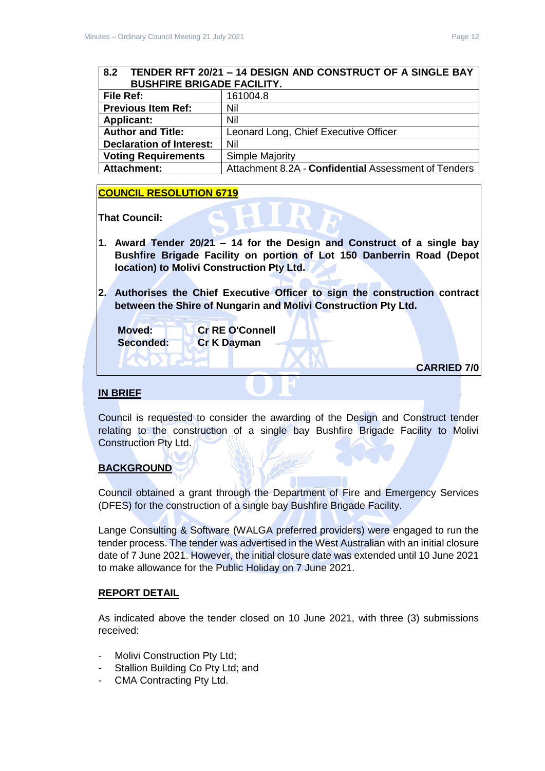| 8.2 TENDER RFT 20/21 – 14 DESIGN AND CONSTRUCT OF A SINGLE BAY BUSHFIRE BRIGADE FACILITY. | |
|---|---|
| **File Ref:** | 161004.8 |
| **Previous Item Ref:** | Nil |
| **Applicant:** | Nil |
| **Author and Title:** | Leonard Long, Chief Executive Officer |
| **Declaration of Interest:** | Nil |
| **Voting Requirements** | Simple Majority |
| **Attachment:** | Attachment 8.2A - **Confidential** Assessment of Tenders |

**COUNCIL RESOLUTION 6719**

**That Council:**

1. **Award Tender 20/21 – 14 for the Design and Construct of a single bay Bushfire Brigade Facility on portion of Lot 150 Danberrin Road (Depot location) to Molivi Construction Pty Ltd.**

2. **Authorises the Chief Executive Officer to sign the construction contract between the Shire of Nungarin and Molivi Construction Pty Ltd.**

**Moved:** **Cr RE O'Connell**
**Seconded:** **Cr K Dayman**

**CARRIED 7/0**

**IN BRIEF**

Council is requested to consider the awarding of the Design and Construct tender relating to the construction of a single bay Bushfire Brigade Facility to Molivi Construction Pty Ltd.

**BACKGROUND**

Council obtained a grant through the Department of Fire and Emergency Services (DFES) for the construction of a single bay Bushfire Brigade Facility.

Lange Consulting & Software (WALGA preferred providers) were engaged to run the tender process. The tender was advertised in the West Australian with an initial closure date of 7 June 2021. However, the initial closure date was extended until 10 June 2021 to make allowance for the Public Holiday on 7 June 2021.

**REPORT DETAIL**

As indicated above the tender closed on 10 June 2021, with three (3) submissions received:

- Molivi Construction Pty Ltd;
- Stallion Building Co Pty Ltd; and
- CMA Contracting Pty Ltd.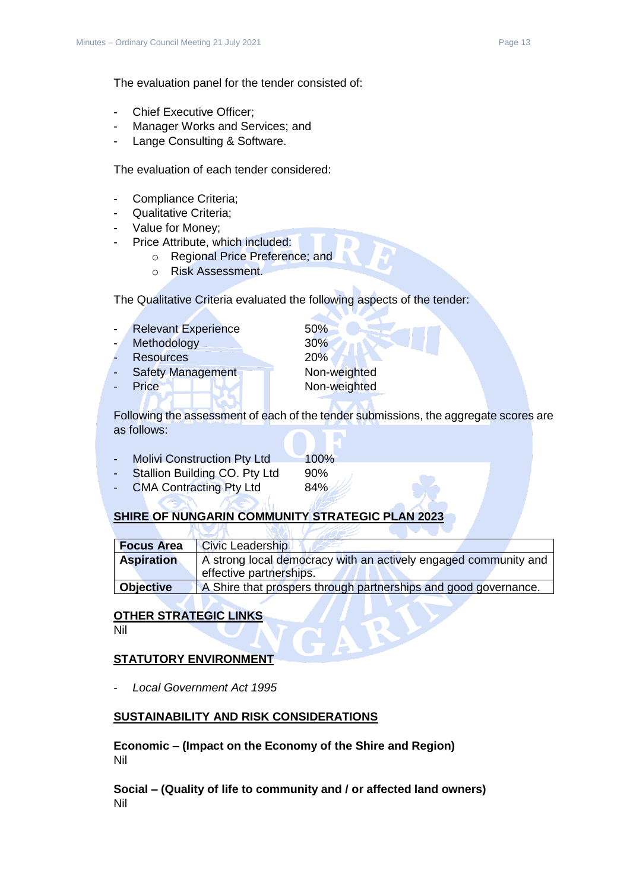The evaluation panel for the tender consisted of:

- Chief Executive Officer;
- Manager Works and Services; and
- Lange Consulting & Software.

The evaluation of each tender considered:

- Compliance Criteria;
- Qualitative Criteria;
- Value for Money;
- Price Attribute, which included:
  - Regional Price Preference; and
  - Risk Assessment.

The Qualitative Criteria evaluated the following aspects of the tender:

- Relevant Experience 50%
- Methodology 30%
- Resources 20%
- Safety Management Non-weighted
- Price Non-weighted

Following the assessment of each of the tender submissions, the aggregate scores are as follows:

- Molivi Construction Pty Ltd 100%
- Stallion Building CO. Pty Ltd 90%
- CMA Contracting Pty Ltd 84%

**SHIRE OF NUNGARIN COMMUNITY STRATEGIC PLAN 2023**

| **Focus Area** | Civic Leadership |
|---|---|
| **Aspiration** | A strong local democracy with an actively engaged community and effective partnerships. |
| **Objective** | A Shire that prospers through partnerships and good governance. |

**OTHER STRATEGIC LINKS**

Nil

**STATUTORY ENVIRONMENT**

- *Local Government Act 1995*

**SUSTAINABILITY AND RISK CONSIDERATIONS**

**Economic – (Impact on the Economy of the Shire and Region)**

Nil

**Social – (Quality of life to community and / or affected land owners)**

Nil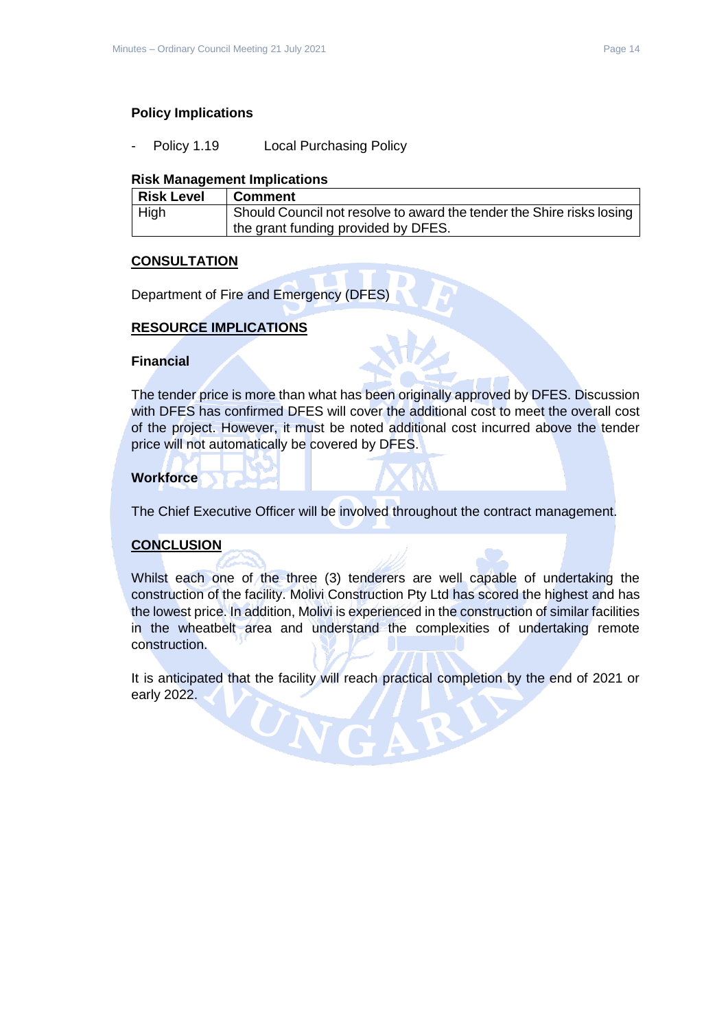### Policy Implications

- Policy 1.19 Local Purchasing Policy

### Risk Management Implications

| Risk Level | Comment |
|---|---|
| High | Should Council not resolve to award the tender the Shire risks losing the grant funding provided by DFES. |

## CONSULTATION

Department of Fire and Emergency (DFES)

## RESOURCE IMPLICATIONS

### Financial

The tender price is more than what has been originally approved by DFES. Discussion with DFES has confirmed DFES will cover the additional cost to meet the overall cost of the project. However, it must be noted additional cost incurred above the tender price will not automatically be covered by DFES.

### Workforce

The Chief Executive Officer will be involved throughout the contract management.

## CONCLUSION

Whilst each one of the three (3) tenderers are well capable of undertaking the construction of the facility. Molivi Construction Pty Ltd has scored the highest and has the lowest price. In addition, Molivi is experienced in the construction of similar facilities in the wheatbelt area and understand the complexities of undertaking remote construction.

It is anticipated that the facility will reach practical completion by the end of 2021 or early 2022.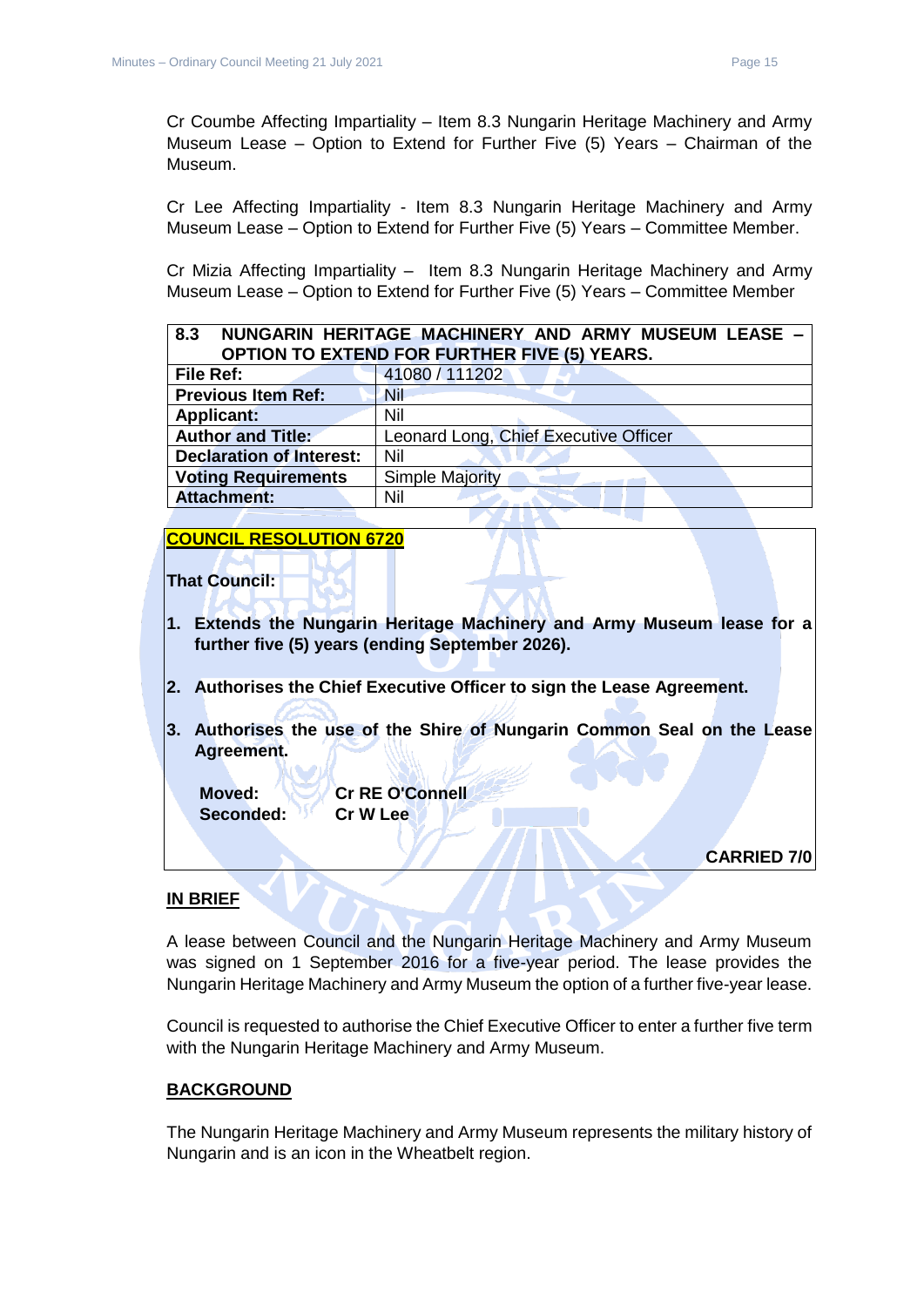Cr Coumbe Affecting Impartiality – Item 8.3 Nungarin Heritage Machinery and Army Museum Lease – Option to Extend for Further Five (5) Years – Chairman of the Museum.

Cr Lee Affecting Impartiality - Item 8.3 Nungarin Heritage Machinery and Army Museum Lease – Option to Extend for Further Five (5) Years – Committee Member.

Cr Mizia Affecting Impartiality – Item 8.3 Nungarin Heritage Machinery and Army Museum Lease – Option to Extend for Further Five (5) Years – Committee Member

| **8.3 NUNGARIN HERITAGE MACHINERY AND ARMY MUSEUM LEASE – OPTION TO EXTEND FOR FURTHER FIVE (5) YEARS.** | |
|---|---|
| **File Ref:** | 41080 / 111202 |
| **Previous Item Ref:** | Nil |
| **Applicant:** | Nil |
| **Author and Title:** | Leonard Long, Chief Executive Officer |
| **Declaration of Interest:** | Nil |
| **Voting Requirements** | Simple Majority |
| **Attachment:** | Nil |

**COUNCIL RESOLUTION 6720**

**That Council:**

1. **Extends the Nungarin Heritage Machinery and Army Museum lease for a further five (5) years (ending September 2026).**
2. **Authorises the Chief Executive Officer to sign the Lease Agreement.**
3. **Authorises the use of the Shire of Nungarin Common Seal on the Lease Agreement.**

**Moved:** **Cr RE O'Connell**
**Seconded:** **Cr W Lee**

**CARRIED 7/0**

**IN BRIEF**

A lease between Council and the Nungarin Heritage Machinery and Army Museum was signed on 1 September 2016 for a five-year period. The lease provides the Nungarin Heritage Machinery and Army Museum the option of a further five-year lease.

Council is requested to authorise the Chief Executive Officer to enter a further five term with the Nungarin Heritage Machinery and Army Museum.

**BACKGROUND**

The Nungarin Heritage Machinery and Army Museum represents the military history of Nungarin and is an icon in the Wheatbelt region.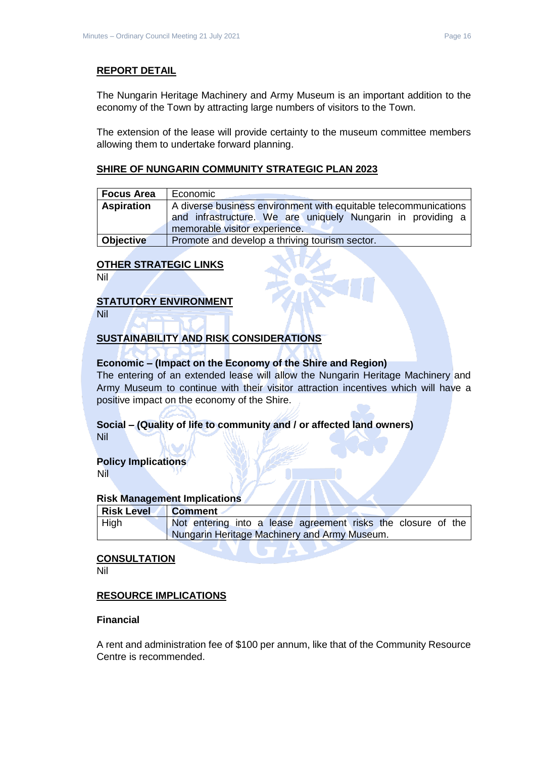## REPORT DETAIL

The Nungarin Heritage Machinery and Army Museum is an important addition to the economy of the Town by attracting large numbers of visitors to the Town.

The extension of the lease will provide certainty to the museum committee members allowing them to undertake forward planning.

## SHIRE OF NUNGARIN COMMUNITY STRATEGIC PLAN 2023

| **Focus Area** | Economic |
|---|---|
| **Aspiration** | A diverse business environment with equitable telecommunications and infrastructure. We are uniquely Nungarin in providing a memorable visitor experience. |
| **Objective** | Promote and develop a thriving tourism sector. |

## OTHER STRATEGIC LINKS

Nil

## STATUTORY ENVIRONMENT

Nil

## SUSTAINABILITY AND RISK CONSIDERATIONS

**Economic – (Impact on the Economy of the Shire and Region)**

The entering of an extended lease will allow the Nungarin Heritage Machinery and Army Museum to continue with their visitor attraction incentives which will have a positive impact on the economy of the Shire.

**Social – (Quality of life to community and / or affected land owners)**

Nil

**Policy Implications**

Nil

**Risk Management Implications**

| Risk Level | Comment |
|---|---|
| High | Not entering into a lease agreement risks the closure of the Nungarin Heritage Machinery and Army Museum. |

## CONSULTATION

Nil

## RESOURCE IMPLICATIONS

**Financial**

A rent and administration fee of $100 per annum, like that of the Community Resource Centre is recommended.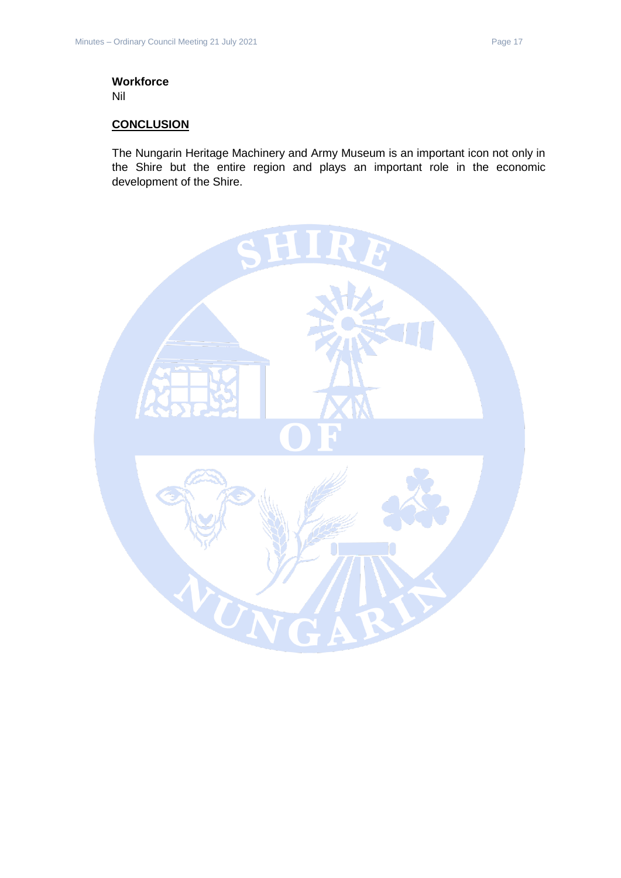**Workforce**
Nil

**CONCLUSION**

The Nungarin Heritage Machinery and Army Museum is an important icon not only in the Shire but the entire region and plays an important role in the economic development of the Shire.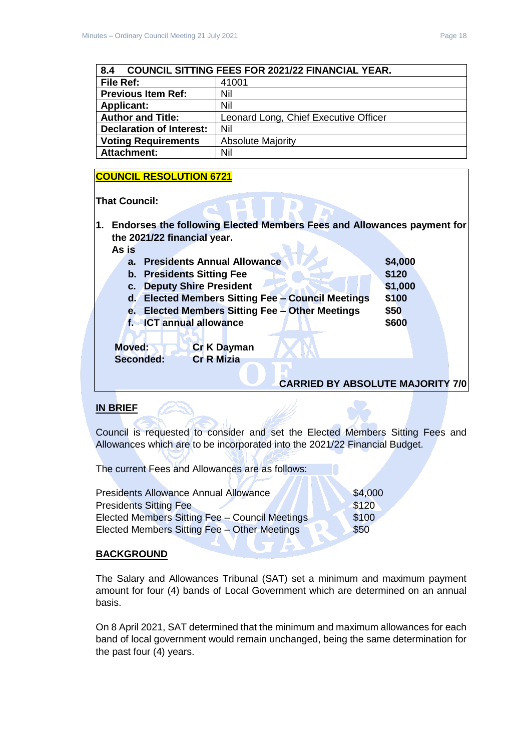| 8.4 COUNCIL SITTING FEES FOR 2021/22 FINANCIAL YEAR. | |
|---|---|
| **File Ref:** | 41001 |
| **Previous Item Ref:** | Nil |
| **Applicant:** | Nil |
| **Author and Title:** | Leonard Long, Chief Executive Officer |
| **Declaration of Interest:** | Nil |
| **Voting Requirements** | Absolute Majority |
| **Attachment:** | Nil |

**COUNCIL RESOLUTION 6721**

**That Council:**

**1. Endorses the following Elected Members Fees and Allowances payment for the 2021/22 financial year.**
**As is**

| | |
|---|---|
| **a. Presidents Annual Allowance** | **$4,000** |
| **b. Presidents Sitting Fee** | **$120** |
| **c. Deputy Shire President** | **$1,000** |
| **d. Elected Members Sitting Fee – Council Meetings** | **$100** |
| **e. Elected Members Sitting Fee – Other Meetings** | **$50** |
| **f. ICT annual allowance** | **$600** |

**Moved:** **Cr K Dayman**
**Seconded:** **Cr R Mizia**

**CARRIED BY ABSOLUTE MAJORITY 7/0**

## IN BRIEF

Council is requested to consider and set the Elected Members Sitting Fees and Allowances which are to be incorporated into the 2021/22 Financial Budget.

The current Fees and Allowances are as follows:

| | |
|---|---|
| Presidents Allowance Annual Allowance | $4,000 |
| Presidents Sitting Fee | $120 |
| Elected Members Sitting Fee – Council Meetings | $100 |
| Elected Members Sitting Fee – Other Meetings | $50 |

## BACKGROUND

The Salary and Allowances Tribunal (SAT) set a minimum and maximum payment amount for four (4) bands of Local Government which are determined on an annual basis.

On 8 April 2021, SAT determined that the minimum and maximum allowances for each band of local government would remain unchanged, being the same determination for the past four (4) years.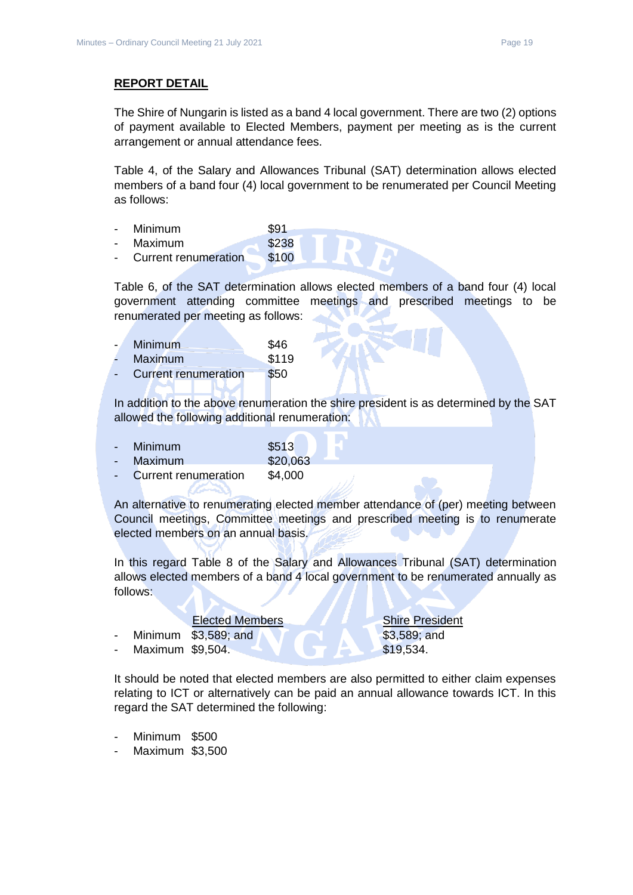## REPORT DETAIL

The Shire of Nungarin is listed as a band 4 local government. There are two (2) options of payment available to Elected Members, payment per meeting as is the current arrangement or annual attendance fees.

Table 4, of the Salary and Allowances Tribunal (SAT) determination allows elected members of a band four (4) local government to be renumerated per Council Meeting as follows:

- Minimum $91
- Maximum $238
- Current renumeration $100

Table 6, of the SAT determination allows elected members of a band four (4) local government attending committee meetings and prescribed meetings to be renumerated per meeting as follows:

- Minimum $46
- Maximum $119
- Current renumeration $50

In addition to the above renumeration the shire president is as determined by the SAT allowed the following additional renumeration:

- Minimum $513
- Maximum $20,063
- Current renumeration $4,000

An alternative to renumerating elected member attendance of (per) meeting between Council meetings, Committee meetings and prescribed meeting is to renumerate elected members on an annual basis.

In this regard Table 8 of the Salary and Allowances Tribunal (SAT) determination allows elected members of a band 4 local government to be renumerated annually as follows:

| | Elected Members | Shire President |
|---|---|---|
| - Minimum | $3,589; and | $3,589; and |
| - Maximum | $9,504. | $19,534. |

It should be noted that elected members are also permitted to either claim expenses relating to ICT or alternatively can be paid an annual allowance towards ICT. In this regard the SAT determined the following:

- Minimum $500
- Maximum $3,500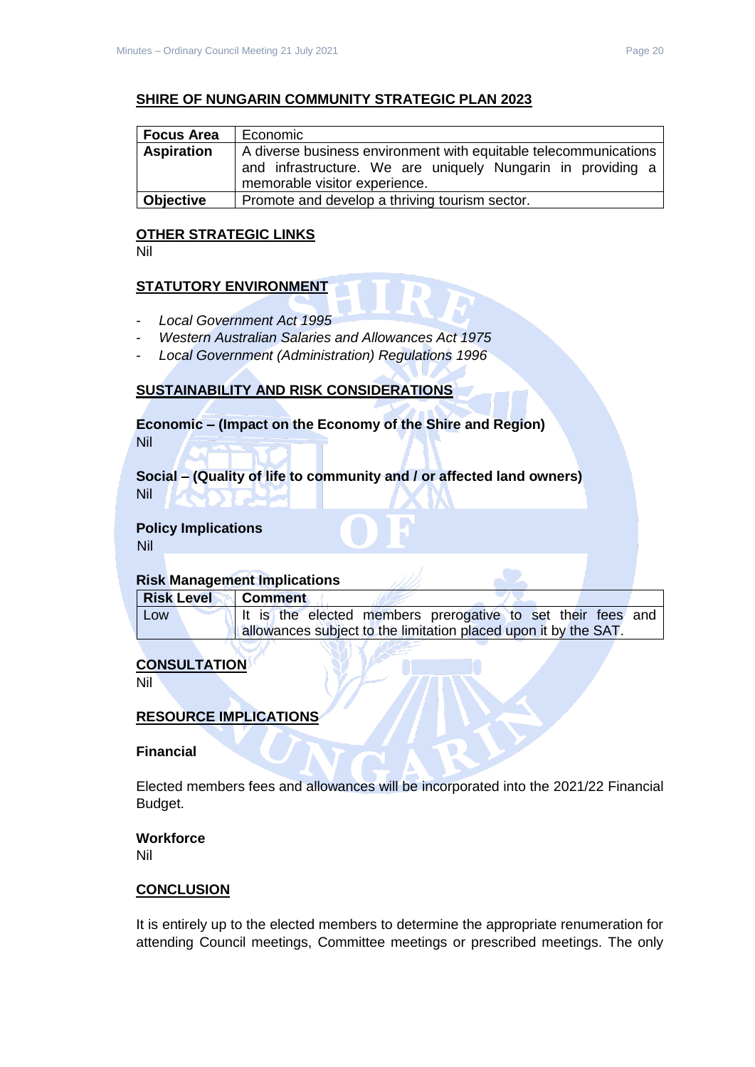## SHIRE OF NUNGARIN COMMUNITY STRATEGIC PLAN 2023

| **Focus Area** | Economic |
|---|---|
| **Aspiration** | A diverse business environment with equitable telecommunications and infrastructure. We are uniquely Nungarin in providing a memorable visitor experience. |
| **Objective** | Promote and develop a thriving tourism sector. |

## OTHER STRATEGIC LINKS

Nil

## STATUTORY ENVIRONMENT

- *Local Government Act 1995*
- *Western Australian Salaries and Allowances Act 1975*
- *Local Government (Administration) Regulations 1996*

## SUSTAINABILITY AND RISK CONSIDERATIONS

**Economic – (Impact on the Economy of the Shire and Region)**

Nil

**Social – (Quality of life to community and / or affected land owners)**

Nil

**Policy Implications**

Nil

**Risk Management Implications**

| **Risk Level** | **Comment** |
|---|---|
| Low | It is the elected members prerogative to set their fees and allowances subject to the limitation placed upon it by the SAT. |

## CONSULTATION

Nil

## RESOURCE IMPLICATIONS

**Financial**

Elected members fees and allowances will be incorporated into the 2021/22 Financial Budget.

**Workforce**

Nil

## CONCLUSION

It is entirely up to the elected members to determine the appropriate renumeration for attending Council meetings, Committee meetings or prescribed meetings. The only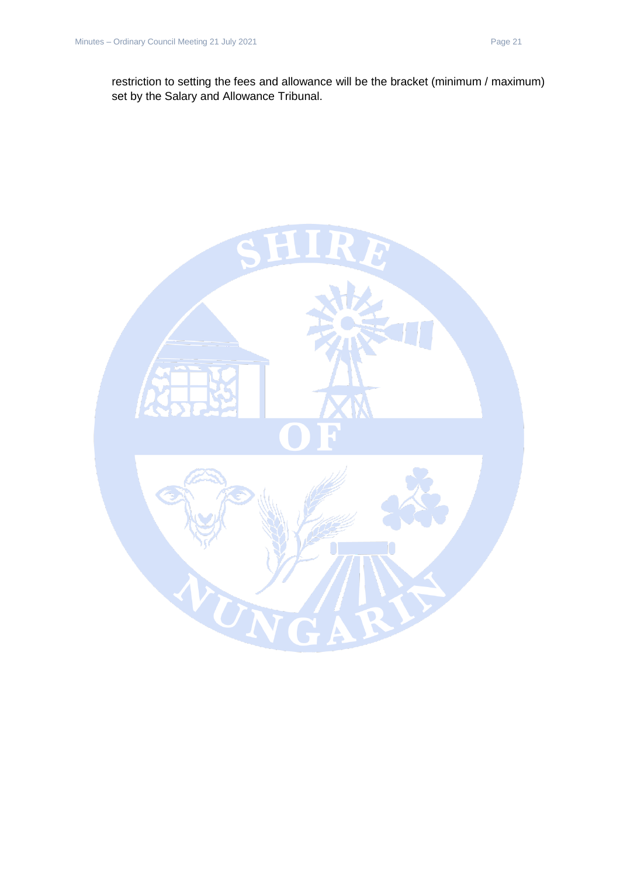restriction to setting the fees and allowance will be the bracket (minimum / maximum) set by the Salary and Allowance Tribunal.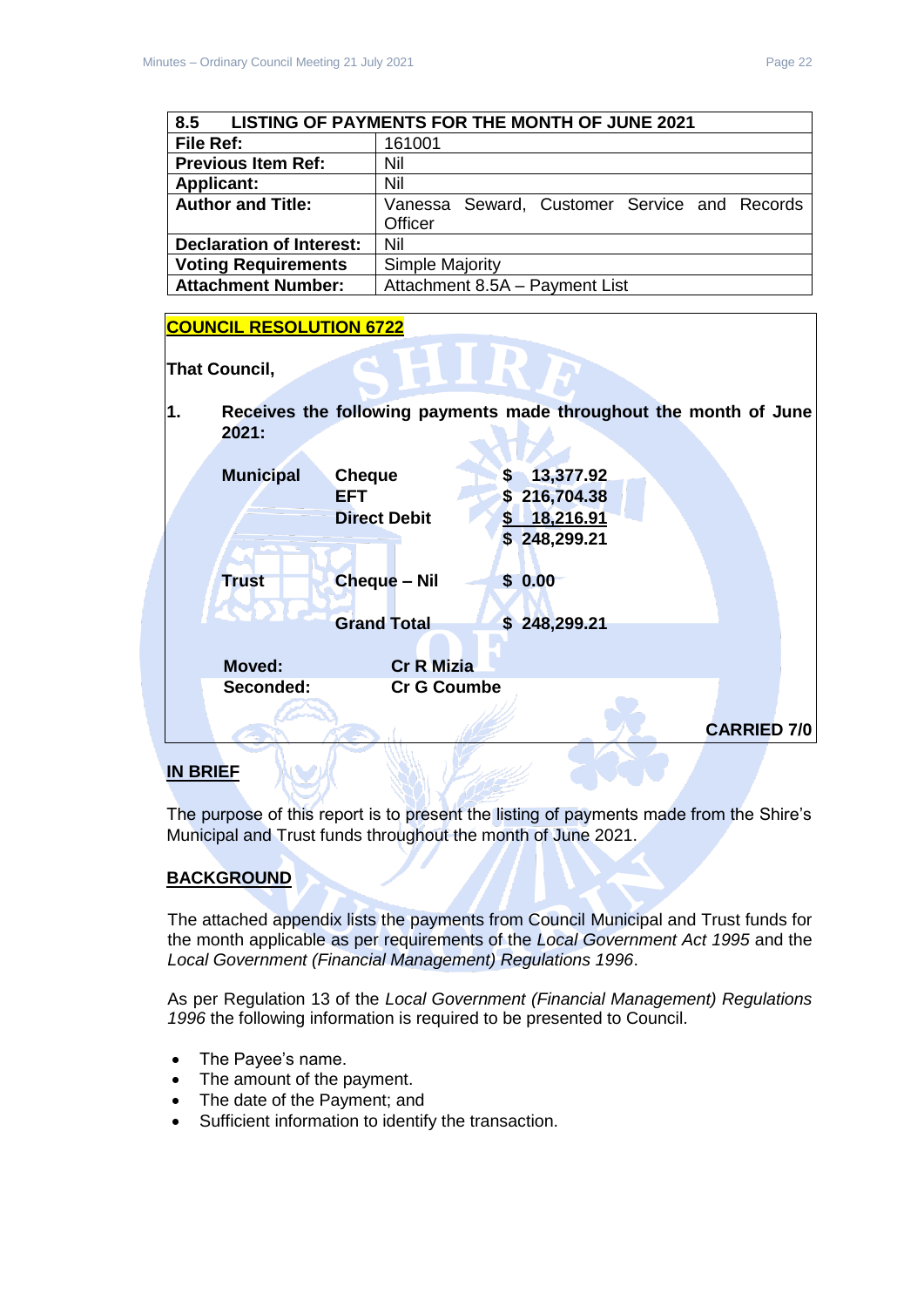| 8.5 LISTING OF PAYMENTS FOR THE MONTH OF JUNE 2021 | |
|---|---|
| **File Ref:** | 161001 |
| **Previous Item Ref:** | Nil |
| **Applicant:** | Nil |
| **Author and Title:** | Vanessa Seward, Customer Service and Records Officer |
| **Declaration of Interest:** | Nil |
| **Voting Requirements** | Simple Majority |
| **Attachment Number:** | Attachment 8.5A – Payment List |

**COUNCIL RESOLUTION 6722**

**That Council,**

**1. Receives the following payments made throughout the month of June 2021:**

| | | |
|---|---|---|
| **Municipal** | **Cheque** | **$ 13,377.92** |
| | **EFT** | **$ 216,704.38** |
| | **Direct Debit** | **$ 18,216.91** |
| | | **$ 248,299.21** |
| **Trust** | **Cheque – Nil** | **$ 0.00** |
| | **Grand Total** | **$ 248,299.21** |

**Moved:** **Cr R Mizia**
**Seconded:** **Cr G Coumbe**

**CARRIED 7/0**

## IN BRIEF

The purpose of this report is to present the listing of payments made from the Shire's Municipal and Trust funds throughout the month of June 2021.

## BACKGROUND

The attached appendix lists the payments from Council Municipal and Trust funds for the month applicable as per requirements of the *Local Government Act 1995* and the *Local Government (Financial Management) Regulations 1996*.

As per Regulation 13 of the *Local Government (Financial Management) Regulations 1996* the following information is required to be presented to Council.

- The Payee's name.
- The amount of the payment.
- The date of the Payment; and
- Sufficient information to identify the transaction.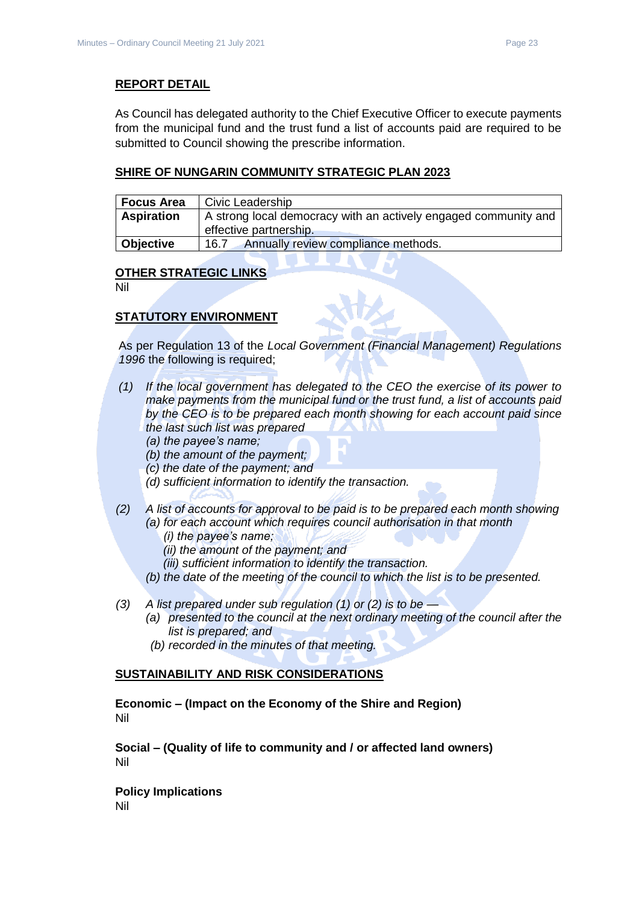## REPORT DETAIL

As Council has delegated authority to the Chief Executive Officer to execute payments from the municipal fund and the trust fund a list of accounts paid are required to be submitted to Council showing the prescribe information.

## SHIRE OF NUNGARIN COMMUNITY STRATEGIC PLAN 2023

| **Focus Area** | Civic Leadership |
|---|---|
| **Aspiration** | A strong local democracy with an actively engaged community and effective partnership. |
| **Objective** | 16.7 Annually review compliance methods. |

## OTHER STRATEGIC LINKS

Nil

## STATUTORY ENVIRONMENT

As per Regulation 13 of the *Local Government (Financial Management) Regulations 1996* the following is required;

*(1) If the local government has delegated to the CEO the exercise of its power to make payments from the municipal fund or the trust fund, a list of accounts paid by the CEO is to be prepared each month showing for each account paid since the last such list was prepared*
- *(a) the payee's name;*
- *(b) the amount of the payment;*
- *(c) the date of the payment; and*
- *(d) sufficient information to identify the transaction.*

*(2) A list of accounts for approval to be paid is to be prepared each month showing*
- *(a) for each account which requires council authorisation in that month*
  - *(i) the payee's name;*
  - *(ii) the amount of the payment; and*
  - *(iii) sufficient information to identify the transaction.*
- *(b) the date of the meeting of the council to which the list is to be presented.*

*(3) A list prepared under sub regulation (1) or (2) is to be —*
- *(a) presented to the council at the next ordinary meeting of the council after the list is prepared; and*
- *(b) recorded in the minutes of that meeting.*

## SUSTAINABILITY AND RISK CONSIDERATIONS

**Economic – (Impact on the Economy of the Shire and Region)**
Nil

**Social – (Quality of life to community and / or affected land owners)**
Nil

**Policy Implications**
Nil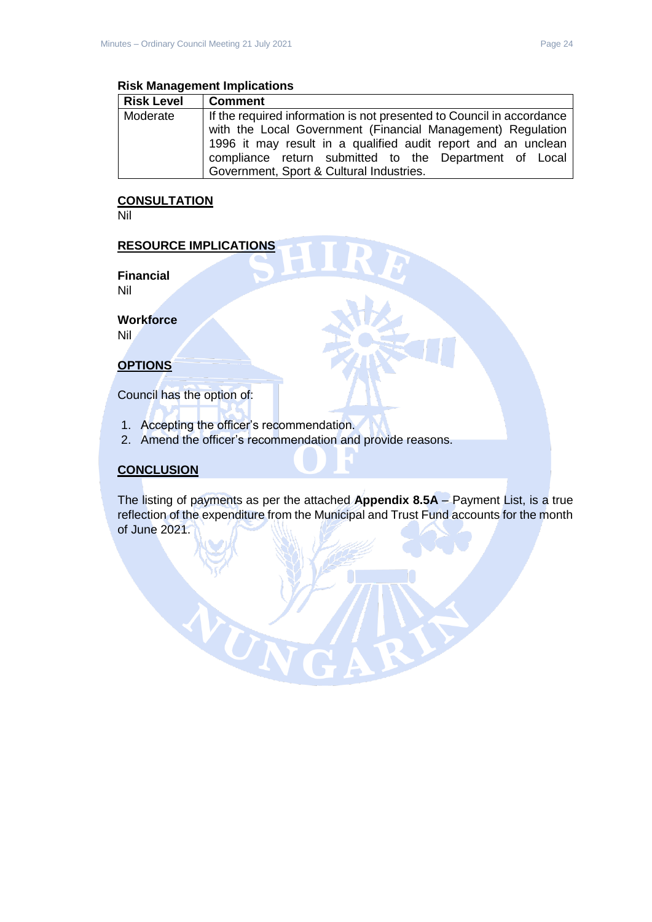**Risk Management Implications**

| Risk Level | Comment |
|---|---|
| Moderate | If the required information is not presented to Council in accordance with the Local Government (Financial Management) Regulation 1996 it may result in a qualified audit report and an unclean compliance return submitted to the Department of Local Government, Sport & Cultural Industries. |

## CONSULTATION

Nil

## RESOURCE IMPLICATIONS

**Financial**

Nil

**Workforce**

Nil

## OPTIONS

Council has the option of:

1. Accepting the officer's recommendation.
2. Amend the officer's recommendation and provide reasons.

## CONCLUSION

The listing of payments as per the attached **Appendix 8.5A** – Payment List, is a true reflection of the expenditure from the Municipal and Trust Fund accounts for the month of June 2021.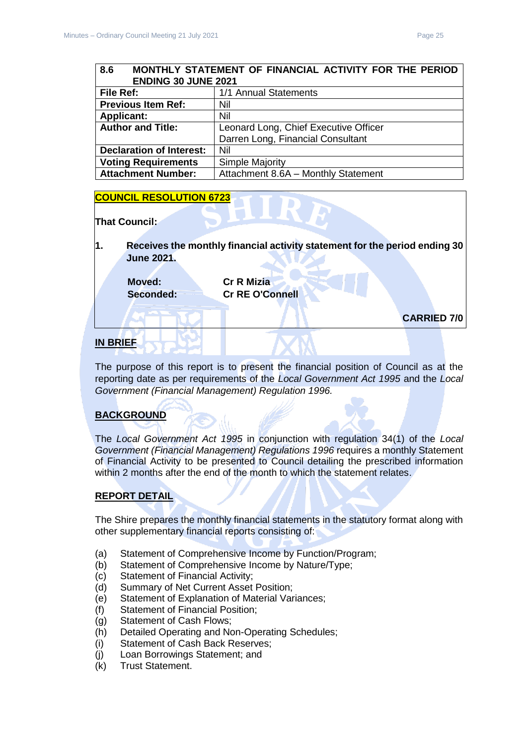| 8.6 MONTHLY STATEMENT OF FINANCIAL ACTIVITY FOR THE PERIOD ENDING 30 JUNE 2021 | |
|---|---|
| **File Ref:** | 1/1 Annual Statements |
| **Previous Item Ref:** | Nil |
| **Applicant:** | Nil |
| **Author and Title:** | Leonard Long, Chief Executive Officer<br>Darren Long, Financial Consultant |
| **Declaration of Interest:** | Nil |
| **Voting Requirements** | Simple Majority |
| **Attachment Number:** | Attachment 8.6A – Monthly Statement |

**COUNCIL RESOLUTION 6723**

**That Council:**

**1. Receives the monthly financial activity statement for the period ending 30 June 2021.**

**Moved: Cr R Mizia**
**Seconded: Cr RE O'Connell**

**CARRIED 7/0**

## IN BRIEF

The purpose of this report is to present the financial position of Council as at the reporting date as per requirements of the *Local Government Act 1995* and the *Local Government (Financial Management) Regulation 1996.*

## BACKGROUND

The *Local Government Act 1995* in conjunction with regulation 34(1) of the *Local Government (Financial Management) Regulations 1996* requires a monthly Statement of Financial Activity to be presented to Council detailing the prescribed information within 2 months after the end of the month to which the statement relates.

## REPORT DETAIL

The Shire prepares the monthly financial statements in the statutory format along with other supplementary financial reports consisting of:

(a) Statement of Comprehensive Income by Function/Program;
(b) Statement of Comprehensive Income by Nature/Type;
(c) Statement of Financial Activity;
(d) Summary of Net Current Asset Position;
(e) Statement of Explanation of Material Variances;
(f) Statement of Financial Position;
(g) Statement of Cash Flows;
(h) Detailed Operating and Non-Operating Schedules;
(i) Statement of Cash Back Reserves;
(j) Loan Borrowings Statement; and
(k) Trust Statement.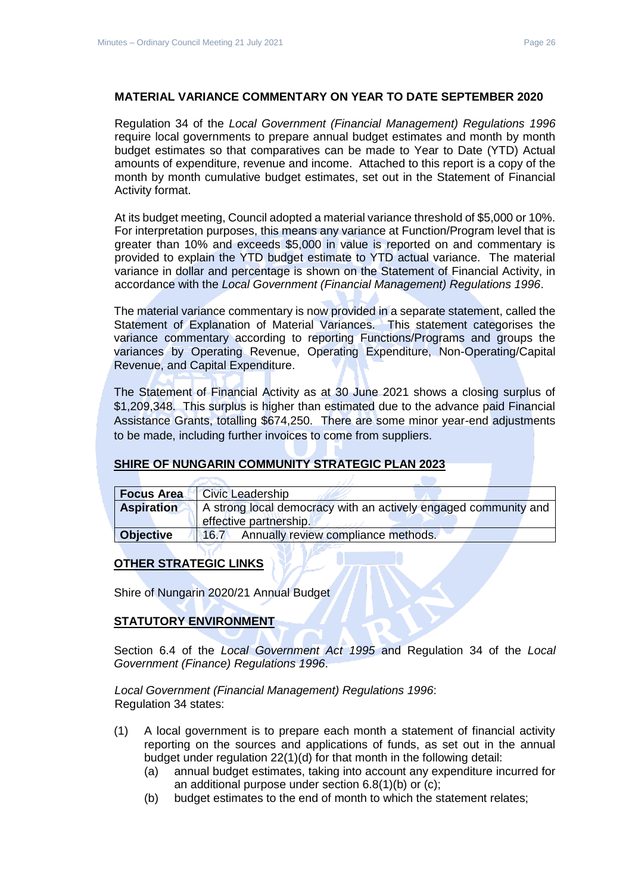## MATERIAL VARIANCE COMMENTARY ON YEAR TO DATE SEPTEMBER 2020

Regulation 34 of the *Local Government (Financial Management) Regulations 1996* require local governments to prepare annual budget estimates and month by month budget estimates so that comparatives can be made to Year to Date (YTD) Actual amounts of expenditure, revenue and income. Attached to this report is a copy of the month by month cumulative budget estimates, set out in the Statement of Financial Activity format.

At its budget meeting, Council adopted a material variance threshold of $5,000 or 10%. For interpretation purposes, this means any variance at Function/Program level that is greater than 10% and exceeds $5,000 in value is reported on and commentary is provided to explain the YTD budget estimate to YTD actual variance. The material variance in dollar and percentage is shown on the Statement of Financial Activity, in accordance with the *Local Government (Financial Management) Regulations 1996*.

The material variance commentary is now provided in a separate statement, called the Statement of Explanation of Material Variances. This statement categorises the variance commentary according to reporting Functions/Programs and groups the variances by Operating Revenue, Operating Expenditure, Non-Operating/Capital Revenue, and Capital Expenditure.

The Statement of Financial Activity as at 30 June 2021 shows a closing surplus of $1,209,348. This surplus is higher than estimated due to the advance paid Financial Assistance Grants, totalling $674,250. There are some minor year-end adjustments to be made, including further invoices to come from suppliers.

## SHIRE OF NUNGARIN COMMUNITY STRATEGIC PLAN 2023

| | |
|---|---|
| **Focus Area** | Civic Leadership |
| **Aspiration** | A strong local democracy with an actively engaged community and effective partnership. |
| **Objective** | 16.7 Annually review compliance methods. |

## OTHER STRATEGIC LINKS

Shire of Nungarin 2020/21 Annual Budget

## STATUTORY ENVIRONMENT

Section 6.4 of the *Local Government Act 1995* and Regulation 34 of the *Local Government (Finance) Regulations 1996*.

*Local Government (Financial Management) Regulations 1996*:
Regulation 34 states:

(1) A local government is to prepare each month a statement of financial activity reporting on the sources and applications of funds, as set out in the annual budget under regulation 22(1)(d) for that month in the following detail:
   (a) annual budget estimates, taking into account any expenditure incurred for an additional purpose under section 6.8(1)(b) or (c);
   (b) budget estimates to the end of month to which the statement relates;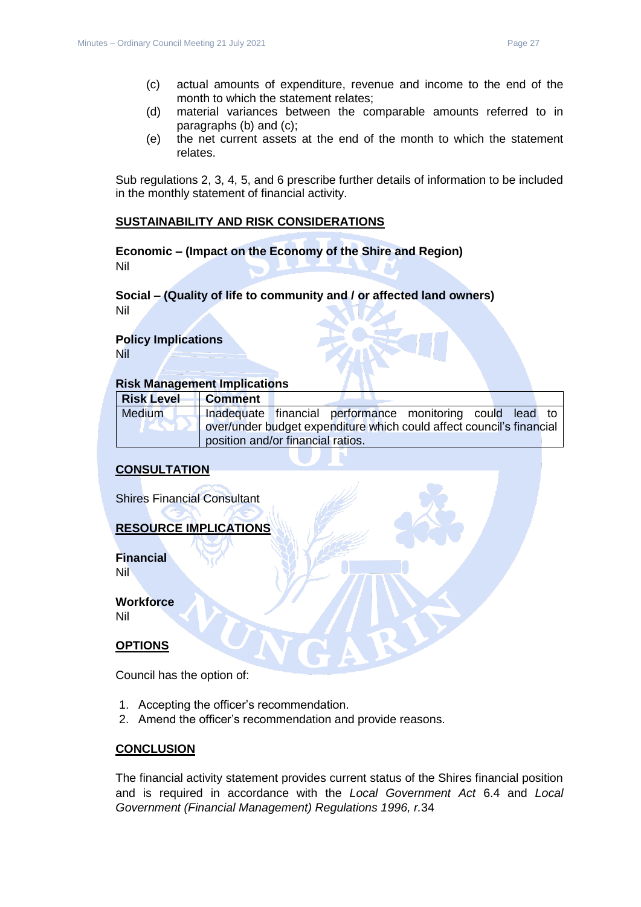(c) actual amounts of expenditure, revenue and income to the end of the month to which the statement relates;

(d) material variances between the comparable amounts referred to in paragraphs (b) and (c);

(e) the net current assets at the end of the month to which the statement relates.

Sub regulations 2, 3, 4, 5, and 6 prescribe further details of information to be included in the monthly statement of financial activity.

## SUSTAINABILITY AND RISK CONSIDERATIONS

**Economic – (Impact on the Economy of the Shire and Region)**
Nil

**Social – (Quality of life to community and / or affected land owners)**
Nil

**Policy Implications**
Nil

**Risk Management Implications**

| Risk Level | Comment |
|---|---|
| Medium | Inadequate financial performance monitoring could lead to over/under budget expenditure which could affect council's financial position and/or financial ratios. |

## CONSULTATION

Shires Financial Consultant

## RESOURCE IMPLICATIONS

**Financial**
Nil

**Workforce**
Nil

## OPTIONS

Council has the option of:

1. Accepting the officer's recommendation.
2. Amend the officer's recommendation and provide reasons.

## CONCLUSION

The financial activity statement provides current status of the Shires financial position and is required in accordance with the *Local Government Act* 6.4 and *Local Government (Financial Management) Regulations 1996, r.*34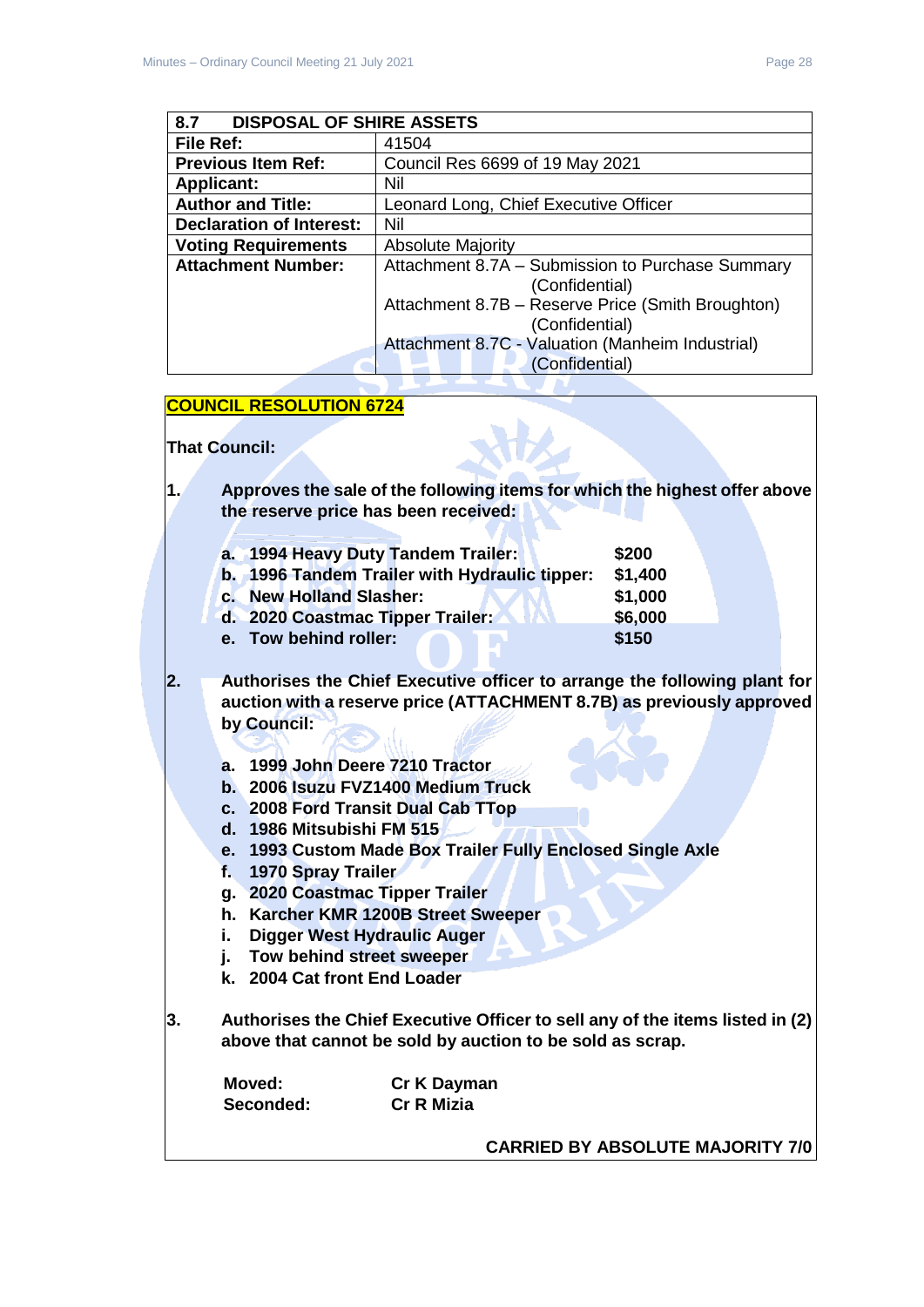| 8.7 DISPOSAL OF SHIRE ASSETS | |
|---|---|
| **File Ref:** | 41504 |
| **Previous Item Ref:** | Council Res 6699 of 19 May 2021 |
| **Applicant:** | Nil |
| **Author and Title:** | Leonard Long, Chief Executive Officer |
| **Declaration of Interest:** | Nil |
| **Voting Requirements** | Absolute Majority |
| **Attachment Number:** | Attachment 8.7A – Submission to Purchase Summary (Confidential)<br>Attachment 8.7B – Reserve Price (Smith Broughton) (Confidential)<br>Attachment 8.7C - Valuation (Manheim Industrial) (Confidential) |

**COUNCIL RESOLUTION 6724**

**That Council:**

**1. Approves the sale of the following items for which the highest offer above the reserve price has been received:**

| | |
|---|---|
| **a. 1994 Heavy Duty Tandem Trailer:** | **$200** |
| **b. 1996 Tandem Trailer with Hydraulic tipper:** | **$1,400** |
| **c. New Holland Slasher:** | **$1,000** |
| **d. 2020 Coastmac Tipper Trailer:** | **$6,000** |
| **e. Tow behind roller:** | **$150** |

**2. Authorises the Chief Executive officer to arrange the following plant for auction with a reserve price (ATTACHMENT 8.7B) as previously approved by Council:**

- **a. 1999 John Deere 7210 Tractor**
- **b. 2006 Isuzu FVZ1400 Medium Truck**
- **c. 2008 Ford Transit Dual Cab TTop**
- **d. 1986 Mitsubishi FM 515**
- **e. 1993 Custom Made Box Trailer Fully Enclosed Single Axle**
- **f. 1970 Spray Trailer**
- **g. 2020 Coastmac Tipper Trailer**
- **h. Karcher KMR 1200B Street Sweeper**
- **i. Digger West Hydraulic Auger**
- **j. Tow behind street sweeper**
- **k. 2004 Cat front End Loader**

**3. Authorises the Chief Executive Officer to sell any of the items listed in (2) above that cannot be sold by auction to be sold as scrap.**

**Moved:** **Cr K Dayman**
**Seconded:** **Cr R Mizia**

**CARRIED BY ABSOLUTE MAJORITY 7/0**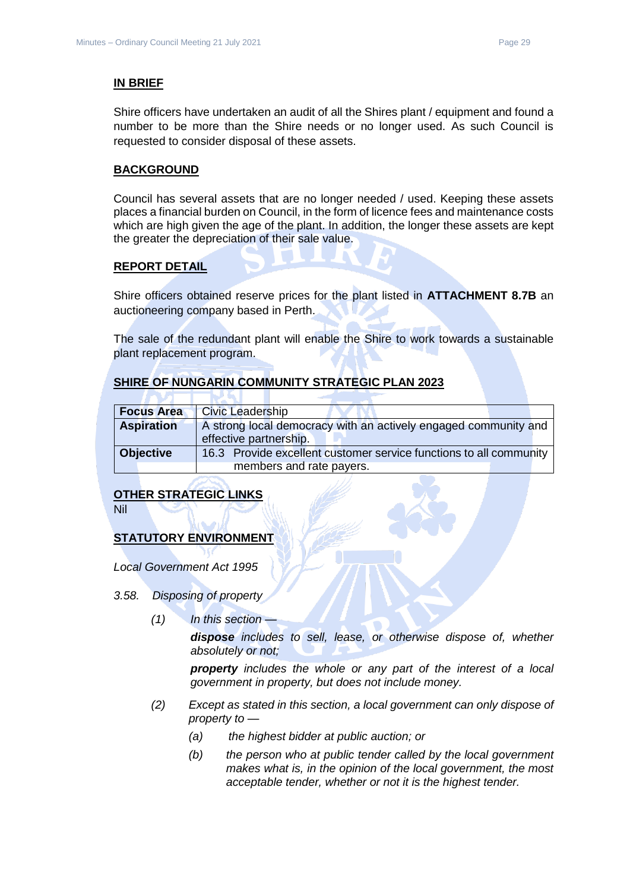## IN BRIEF

Shire officers have undertaken an audit of all the Shires plant / equipment and found a number to be more than the Shire needs or no longer used. As such Council is requested to consider disposal of these assets.

## BACKGROUND

Council has several assets that are no longer needed / used. Keeping these assets places a financial burden on Council, in the form of licence fees and maintenance costs which are high given the age of the plant. In addition, the longer these assets are kept the greater the depreciation of their sale value.

## REPORT DETAIL

Shire officers obtained reserve prices for the plant listed in **ATTACHMENT 8.7B** an auctioneering company based in Perth.

The sale of the redundant plant will enable the Shire to work towards a sustainable plant replacement program.

## SHIRE OF NUNGARIN COMMUNITY STRATEGIC PLAN 2023

| | |
|---|---|
| **Focus Area** | Civic Leadership |
| **Aspiration** | A strong local democracy with an actively engaged community and effective partnership. |
| **Objective** | 16.3 Provide excellent customer service functions to all community members and rate payers. |

## OTHER STRATEGIC LINKS

Nil

## STATUTORY ENVIRONMENT

*Local Government Act 1995*

*3.58. Disposing of property*

*(1) In this section —*

*__dispose__ includes to sell, lease, or otherwise dispose of, whether absolutely or not;*

*__property__ includes the whole or any part of the interest of a local government in property, but does not include money.*

*(2) Except as stated in this section, a local government can only dispose of property to —*

*(a) the highest bidder at public auction; or*

*(b) the person who at public tender called by the local government makes what is, in the opinion of the local government, the most acceptable tender, whether or not it is the highest tender.*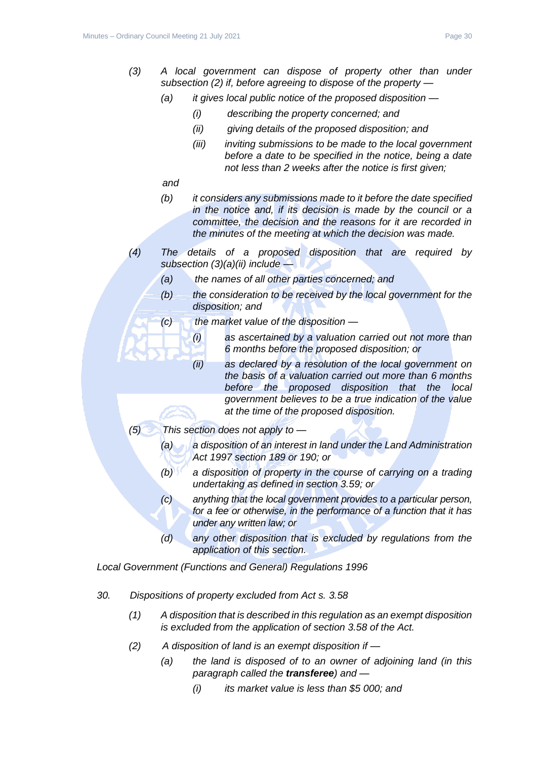*(3) A local government can dispose of property other than under subsection (2) if, before agreeing to dispose of the property —*

*(a) it gives local public notice of the proposed disposition —*

*(i) describing the property concerned; and*

*(ii) giving details of the proposed disposition; and*

*(iii) inviting submissions to be made to the local government before a date to be specified in the notice, being a date not less than 2 weeks after the notice is first given;*

*and*

*(b) it considers any submissions made to it before the date specified in the notice and, if its decision is made by the council or a committee, the decision and the reasons for it are recorded in the minutes of the meeting at which the decision was made.*

*(4) The details of a proposed disposition that are required by subsection (3)(a)(ii) include —*

*(a) the names of all other parties concerned; and*

*(b) the consideration to be received by the local government for the disposition; and*

*(c) the market value of the disposition —*

*(i) as ascertained by a valuation carried out not more than 6 months before the proposed disposition; or*

*(ii) as declared by a resolution of the local government on the basis of a valuation carried out more than 6 months before the proposed disposition that the local government believes to be a true indication of the value at the time of the proposed disposition.*

*(5) This section does not apply to —*

*(a) a disposition of an interest in land under the Land Administration Act 1997 section 189 or 190; or*

*(b) a disposition of property in the course of carrying on a trading undertaking as defined in section 3.59; or*

*(c) anything that the local government provides to a particular person, for a fee or otherwise, in the performance of a function that it has under any written law; or*

*(d) any other disposition that is excluded by regulations from the application of this section.*

*Local Government (Functions and General) Regulations 1996*

*30. Dispositions of property excluded from Act s. 3.58*

*(1) A disposition that is described in this regulation as an exempt disposition is excluded from the application of section 3.58 of the Act.*

*(2) A disposition of land is an exempt disposition if —*

*(a) the land is disposed of to an owner of adjoining land (in this paragraph called the **transferee**) and —*

*(i) its market value is less than $5 000; and*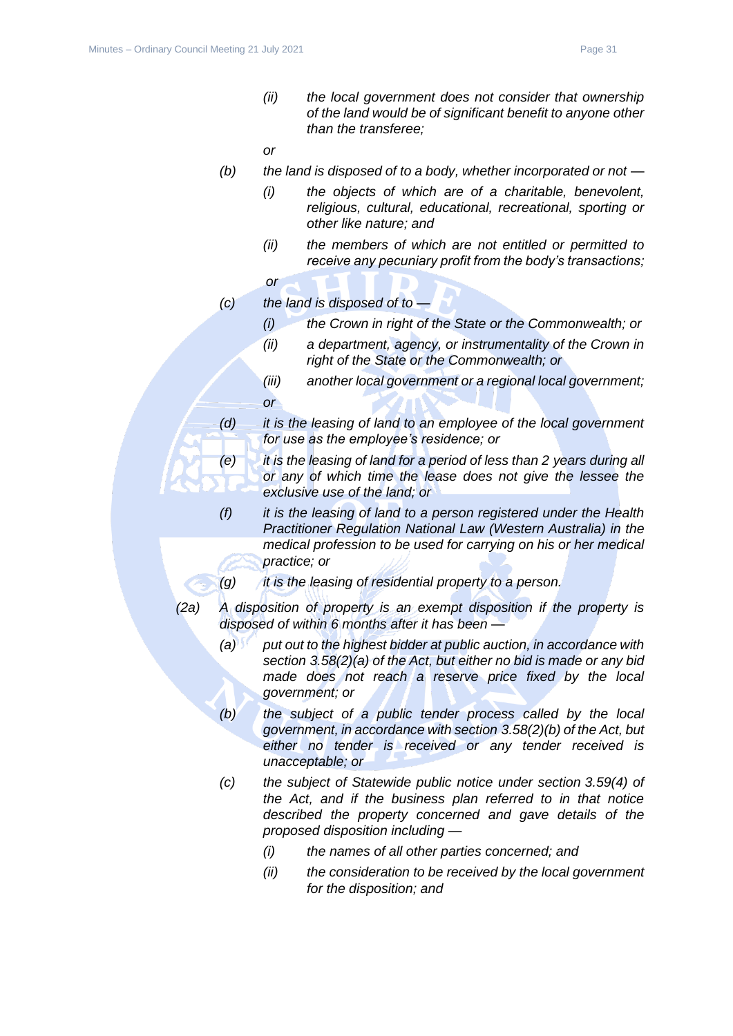*(ii) the local government does not consider that ownership of the land would be of significant benefit to anyone other than the transferee;*

*or*

*(b) the land is disposed of to a body, whether incorporated or not —*

*(i) the objects of which are of a charitable, benevolent, religious, cultural, educational, recreational, sporting or other like nature; and*

*(ii) the members of which are not entitled or permitted to receive any pecuniary profit from the body's transactions;*

*or*

*(c) the land is disposed of to —*

*(i) the Crown in right of the State or the Commonwealth; or*

*(ii) a department, agency, or instrumentality of the Crown in right of the State or the Commonwealth; or*

*(iii) another local government or a regional local government;*

*or*

*(d) it is the leasing of land to an employee of the local government for use as the employee's residence; or*

*(e) it is the leasing of land for a period of less than 2 years during all or any of which time the lease does not give the lessee the exclusive use of the land; or*

*(f) it is the leasing of land to a person registered under the Health Practitioner Regulation National Law (Western Australia) in the medical profession to be used for carrying on his or her medical practice; or*

*(g) it is the leasing of residential property to a person.*

*(2a) A disposition of property is an exempt disposition if the property is disposed of within 6 months after it has been —*

*(a) put out to the highest bidder at public auction, in accordance with section 3.58(2)(a) of the Act, but either no bid is made or any bid made does not reach a reserve price fixed by the local government; or*

*(b) the subject of a public tender process called by the local government, in accordance with section 3.58(2)(b) of the Act, but either no tender is received or any tender received is unacceptable; or*

*(c) the subject of Statewide public notice under section 3.59(4) of the Act, and if the business plan referred to in that notice described the property concerned and gave details of the proposed disposition including —*

*(i) the names of all other parties concerned; and*

*(ii) the consideration to be received by the local government for the disposition; and*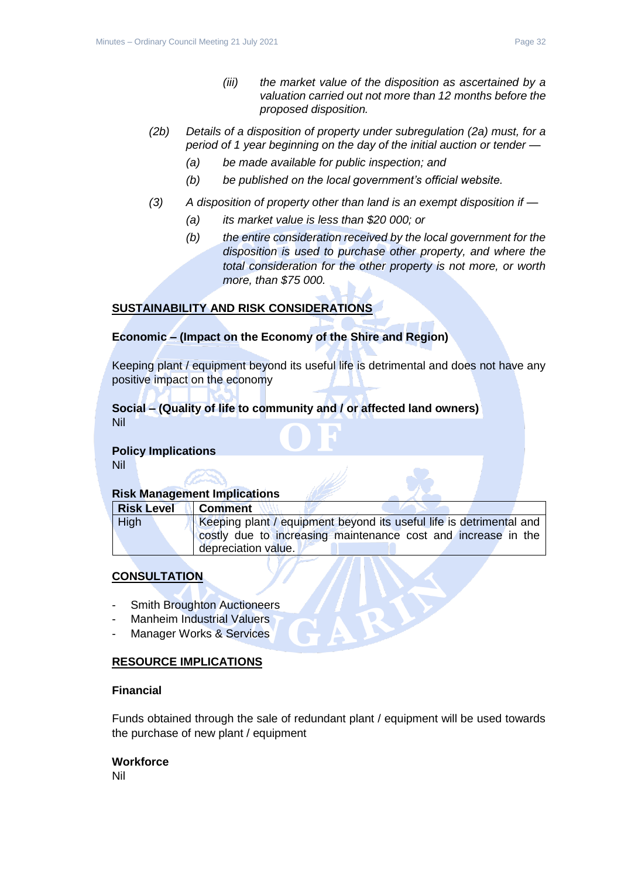*(iii) the market value of the disposition as ascertained by a valuation carried out not more than 12 months before the proposed disposition.*

*(2b) Details of a disposition of property under subregulation (2a) must, for a period of 1 year beginning on the day of the initial auction or tender —*

*(a) be made available for public inspection; and*

*(b) be published on the local government's official website.*

*(3) A disposition of property other than land is an exempt disposition if —*

*(a) its market value is less than $20 000; or*

*(b) the entire consideration received by the local government for the disposition is used to purchase other property, and where the total consideration for the other property is not more, or worth more, than $75 000.*

## SUSTAINABILITY AND RISK CONSIDERATIONS

**Economic – (Impact on the Economy of the Shire and Region)**

Keeping plant / equipment beyond its useful life is detrimental and does not have any positive impact on the economy

**Social – (Quality of life to community and / or affected land owners)**
Nil

**Policy Implications**
Nil

**Risk Management Implications**

| Risk Level | Comment |
|---|---|
| High | Keeping plant / equipment beyond its useful life is detrimental and costly due to increasing maintenance cost and increase in the depreciation value. |

## CONSULTATION

- Smith Broughton Auctioneers
- Manheim Industrial Valuers
- Manager Works & Services

## RESOURCE IMPLICATIONS

**Financial**

Funds obtained through the sale of redundant plant / equipment will be used towards the purchase of new plant / equipment

**Workforce**
Nil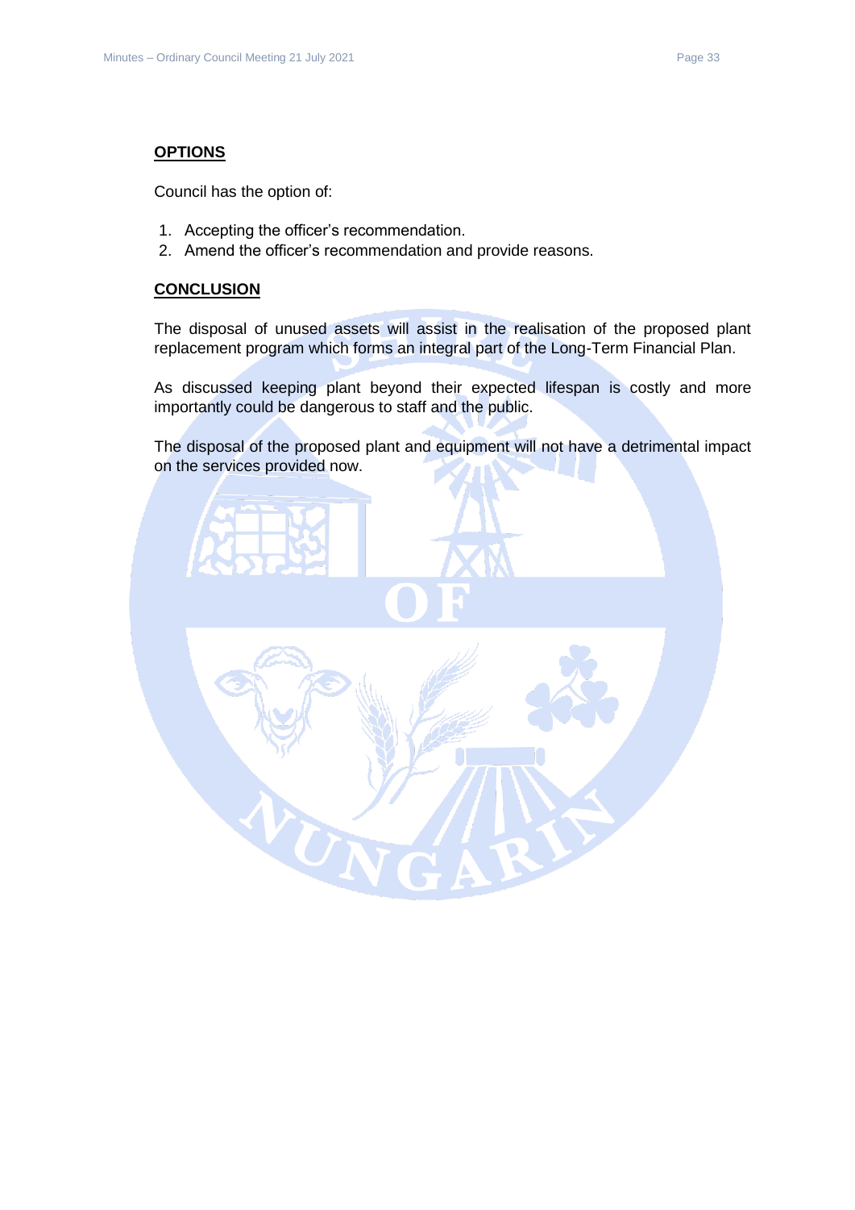## OPTIONS

Council has the option of:

1. Accepting the officer's recommendation.
2. Amend the officer's recommendation and provide reasons.

## CONCLUSION

The disposal of unused assets will assist in the realisation of the proposed plant replacement program which forms an integral part of the Long-Term Financial Plan.

As discussed keeping plant beyond their expected lifespan is costly and more importantly could be dangerous to staff and the public.

The disposal of the proposed plant and equipment will not have a detrimental impact on the services provided now.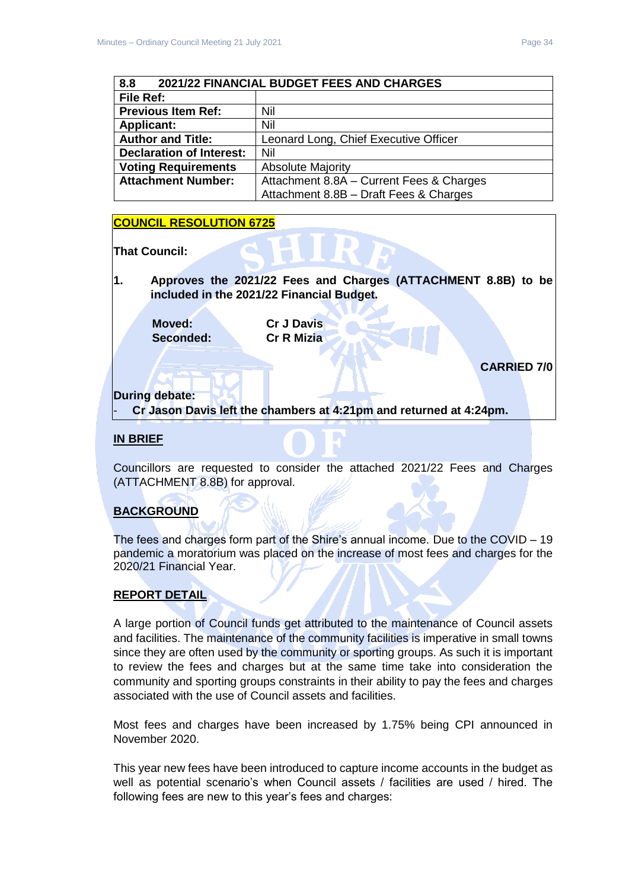| 8.8 2021/22 FINANCIAL BUDGET FEES AND CHARGES | |
|---|---|
| **File Ref:** | |
| **Previous Item Ref:** | Nil |
| **Applicant:** | Nil |
| **Author and Title:** | Leonard Long, Chief Executive Officer |
| **Declaration of Interest:** | Nil |
| **Voting Requirements** | Absolute Majority |
| **Attachment Number:** | Attachment 8.8A – Current Fees & Charges<br>Attachment 8.8B – Draft Fees & Charges |

**COUNCIL RESOLUTION 6725**

**That Council:**

**1. Approves the 2021/22 Fees and Charges (ATTACHMENT 8.8B) to be included in the 2021/22 Financial Budget.**

**Moved:** **Cr J Davis**
**Seconded:** **Cr R Mizia**

**CARRIED 7/0**

**During debate:**

- **Cr Jason Davis left the chambers at 4:21pm and returned at 4:24pm.**

## IN BRIEF

Councillors are requested to consider the attached 2021/22 Fees and Charges (ATTACHMENT 8.8B) for approval.

## BACKGROUND

The fees and charges form part of the Shire's annual income. Due to the COVID – 19 pandemic a moratorium was placed on the increase of most fees and charges for the 2020/21 Financial Year.

## REPORT DETAIL

A large portion of Council funds get attributed to the maintenance of Council assets and facilities. The maintenance of the community facilities is imperative in small towns since they are often used by the community or sporting groups. As such it is important to review the fees and charges but at the same time take into consideration the community and sporting groups constraints in their ability to pay the fees and charges associated with the use of Council assets and facilities.

Most fees and charges have been increased by 1.75% being CPI announced in November 2020.

This year new fees have been introduced to capture income accounts in the budget as well as potential scenario's when Council assets / facilities are used / hired. The following fees are new to this year's fees and charges: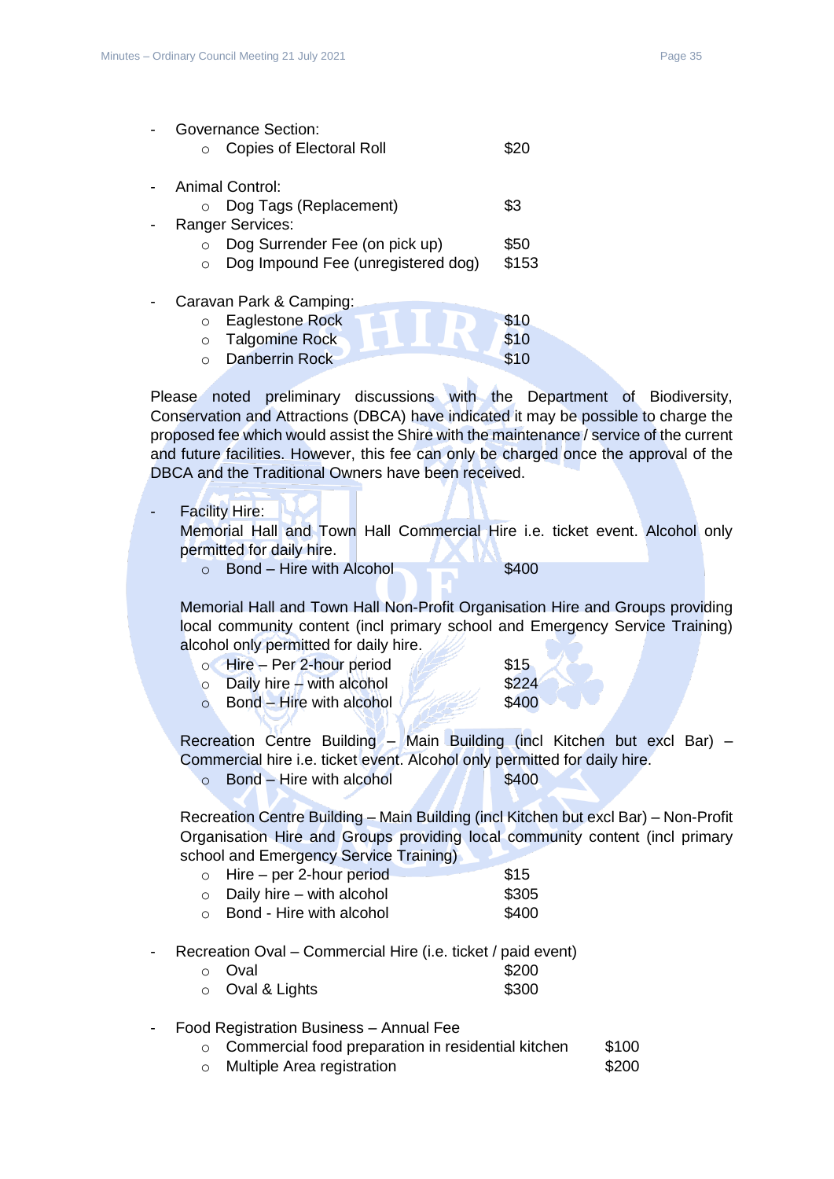- Governance Section:
  - Copies of Electoral Roll $20

- Animal Control:
  - Dog Tags (Replacement) $3
- Ranger Services:
  - Dog Surrender Fee (on pick up) $50
  - Dog Impound Fee (unregistered dog) $153

- Caravan Park & Camping:
  - Eaglestone Rock $10
  - Talgomine Rock $10
  - Danberrin Rock $10

Please noted preliminary discussions with the Department of Biodiversity, Conservation and Attractions (DBCA) have indicated it may be possible to charge the proposed fee which would assist the Shire with the maintenance / service of the current and future facilities. However, this fee can only be charged once the approval of the DBCA and the Traditional Owners have been received.

- Facility Hire:

  Memorial Hall and Town Hall Commercial Hire i.e. ticket event. Alcohol only permitted for daily hire.
  - Bond – Hire with Alcohol $400

  Memorial Hall and Town Hall Non-Profit Organisation Hire and Groups providing local community content (incl primary school and Emergency Service Training) alcohol only permitted for daily hire.
  - Hire – Per 2-hour period $15
  - Daily hire – with alcohol $224
  - Bond – Hire with alcohol $400

  Recreation Centre Building – Main Building (incl Kitchen but excl Bar) – Commercial hire i.e. ticket event. Alcohol only permitted for daily hire.
  - Bond – Hire with alcohol $400

  Recreation Centre Building – Main Building (incl Kitchen but excl Bar) – Non-Profit Organisation Hire and Groups providing local community content (incl primary school and Emergency Service Training)
  - Hire – per 2-hour period $15
  - Daily hire – with alcohol $305
  - Bond - Hire with alcohol $400

- Recreation Oval – Commercial Hire (i.e. ticket / paid event)
  - Oval $200
  - Oval & Lights $300

- Food Registration Business – Annual Fee
  - Commercial food preparation in residential kitchen $100
  - Multiple Area registration $200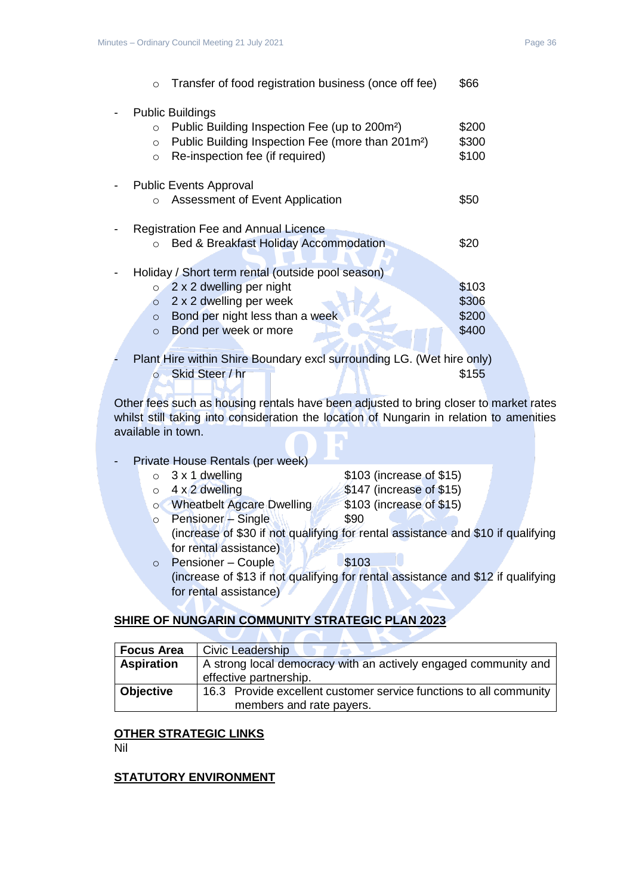- Transfer of food registration business (once off fee) $66

- Public Buildings
  - Public Building Inspection Fee (up to 200m²) $200
  - Public Building Inspection Fee (more than 201m²) $300
  - Re-inspection fee (if required) $100

- Public Events Approval
  - Assessment of Event Application $50

- Registration Fee and Annual Licence
  - Bed & Breakfast Holiday Accommodation $20

- Holiday / Short term rental (outside pool season)
  - 2 x 2 dwelling per night $103
  - 2 x 2 dwelling per week $306
  - Bond per night less than a week $200
  - Bond per week or more $400

- Plant Hire within Shire Boundary excl surrounding LG. (Wet hire only)
  - Skid Steer / hr $155

Other fees such as housing rentals have been adjusted to bring closer to market rates whilst still taking into consideration the location of Nungarin in relation to amenities available in town.

- Private House Rentals (per week)
  - 3 x 1 dwelling $103 (increase of $15)
  - 4 x 2 dwelling $147 (increase of $15)
  - Wheatbelt Agcare Dwelling $103 (increase of $15)
  - Pensioner – Single $90
    (increase of $30 if not qualifying for rental assistance and $10 if qualifying for rental assistance)
  - Pensioner – Couple $103
    (increase of $13 if not qualifying for rental assistance and $12 if qualifying for rental assistance)

**SHIRE OF NUNGARIN COMMUNITY STRATEGIC PLAN 2023**

| **Focus Area** | Civic Leadership |
|---|---|
| **Aspiration** | A strong local democracy with an actively engaged community and effective partnership. |
| **Objective** | 16.3 Provide excellent customer service functions to all community members and rate payers. |

**OTHER STRATEGIC LINKS**

Nil

**STATUTORY ENVIRONMENT**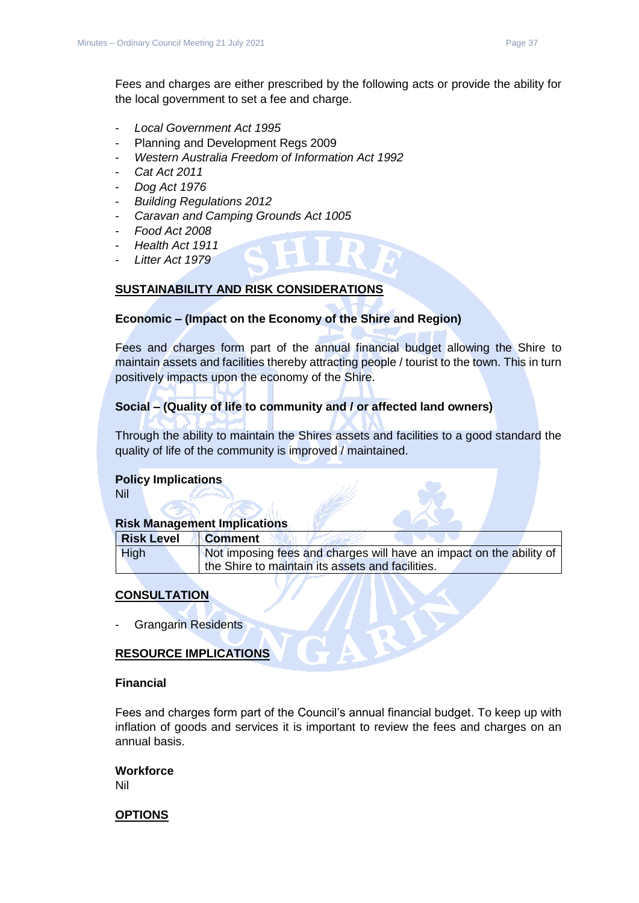Fees and charges are either prescribed by the following acts or provide the ability for the local government to set a fee and charge.

- *Local Government Act 1995*
- Planning and Development Regs 2009
- *Western Australia Freedom of Information Act 1992*
- *Cat Act 2011*
- *Dog Act 1976*
- *Building Regulations 2012*
- *Caravan and Camping Grounds Act 1005*
- *Food Act 2008*
- *Health Act 1911*
- *Litter Act 1979*

## SUSTAINABILITY AND RISK CONSIDERATIONS

**Economic – (Impact on the Economy of the Shire and Region)**

Fees and charges form part of the annual financial budget allowing the Shire to maintain assets and facilities thereby attracting people / tourist to the town. This in turn positively impacts upon the economy of the Shire.

**Social – (Quality of life to community and / or affected land owners)**

Through the ability to maintain the Shires assets and facilities to a good standard the quality of life of the community is improved / maintained.

**Policy Implications**
Nil

**Risk Management Implications**

| Risk Level | Comment |
|---|---|
| High | Not imposing fees and charges will have an impact on the ability of the Shire to maintain its assets and facilities. |

## CONSULTATION

- Grangarin Residents

## RESOURCE IMPLICATIONS

**Financial**

Fees and charges form part of the Council's annual financial budget. To keep up with inflation of goods and services it is important to review the fees and charges on an annual basis.

**Workforce**
Nil

## OPTIONS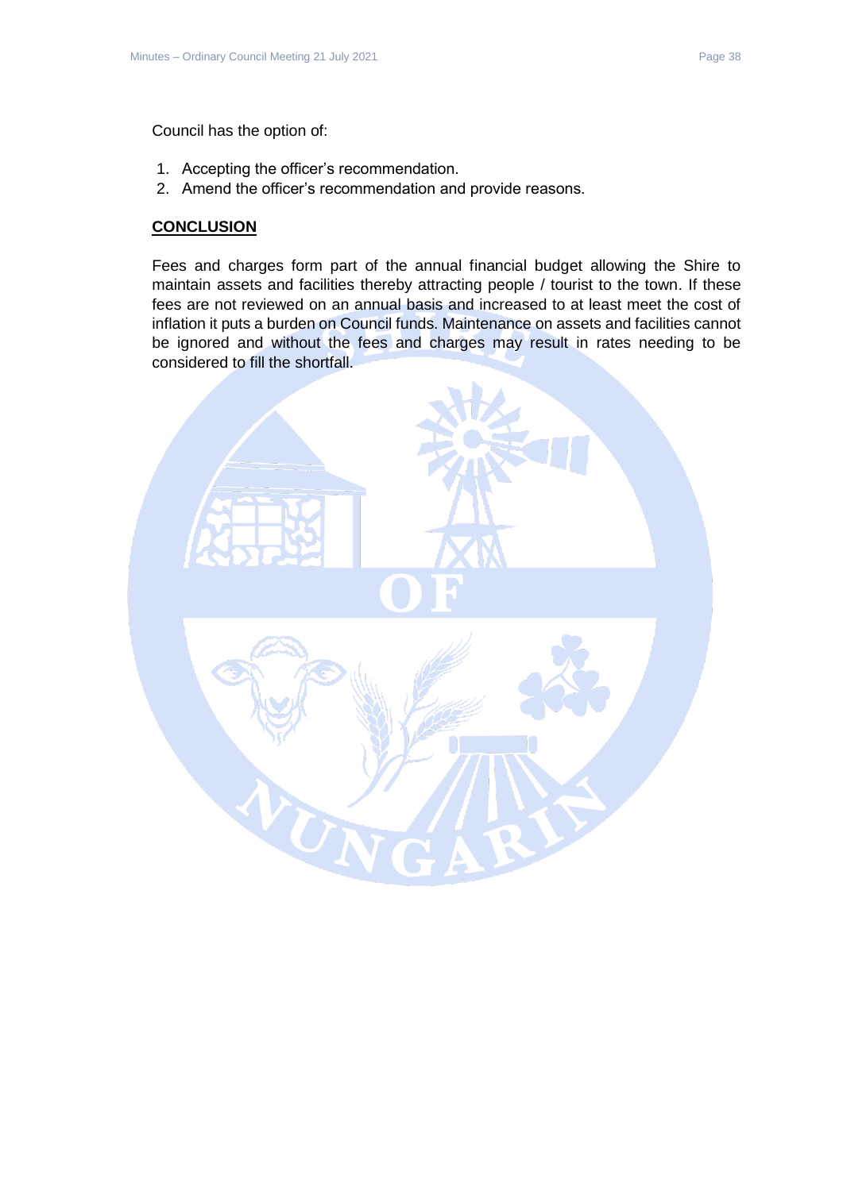Council has the option of:

1. Accepting the officer's recommendation.
2. Amend the officer's recommendation and provide reasons.

**CONCLUSION**

Fees and charges form part of the annual financial budget allowing the Shire to maintain assets and facilities thereby attracting people / tourist to the town. If these fees are not reviewed on an annual basis and increased to at least meet the cost of inflation it puts a burden on Council funds. Maintenance on assets and facilities cannot be ignored and without the fees and charges may result in rates needing to be considered to fill the shortfall.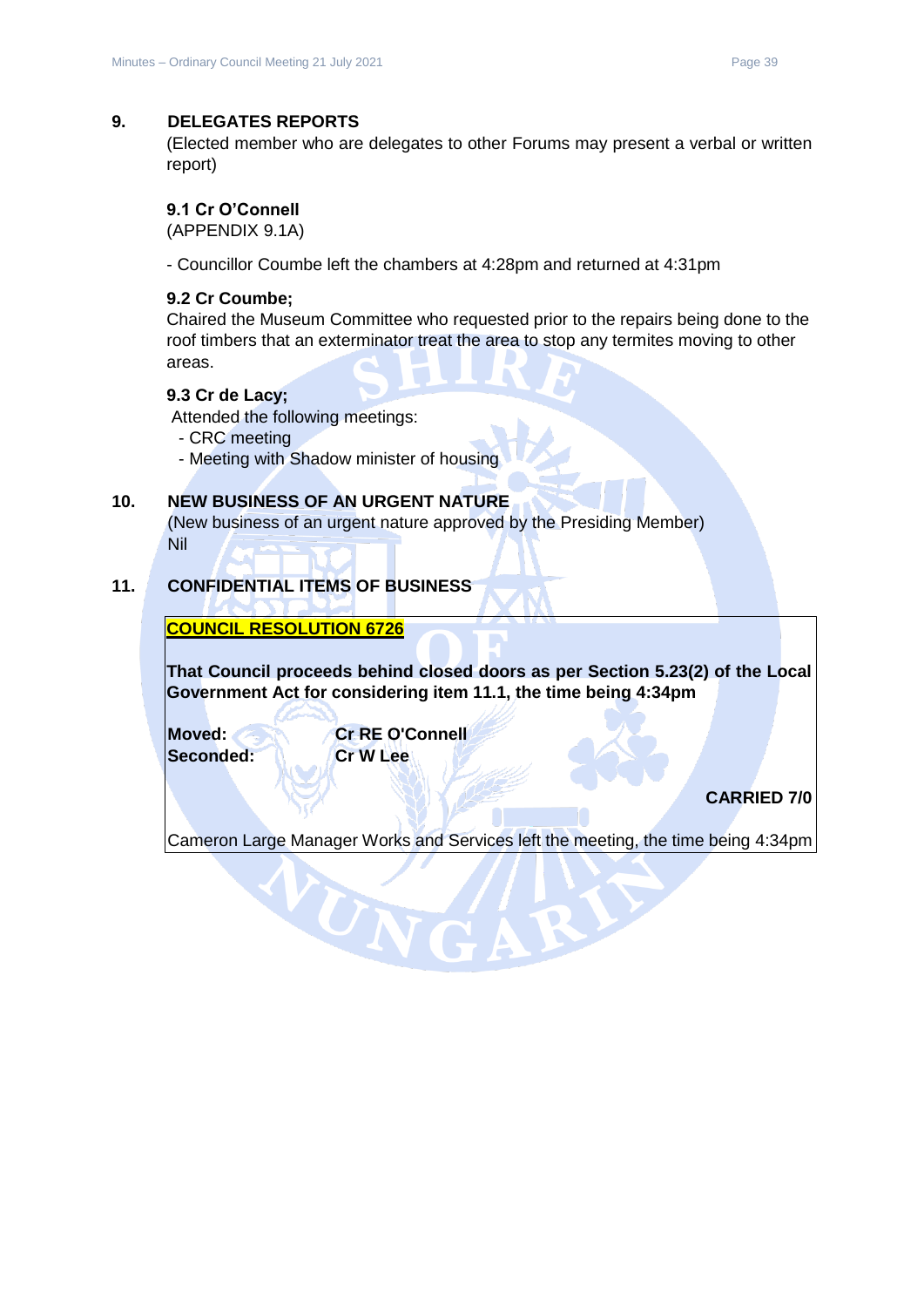## 9. DELEGATES REPORTS

(Elected member who are delegates to other Forums may present a verbal or written report)

### 9.1 Cr O'Connell

(APPENDIX 9.1A)

- Councillor Coumbe left the chambers at 4:28pm and returned at 4:31pm

### 9.2 Cr Coumbe;

Chaired the Museum Committee who requested prior to the repairs being done to the roof timbers that an exterminator treat the area to stop any termites moving to other areas.

### 9.3 Cr de Lacy;

Attended the following meetings:

- CRC meeting
- Meeting with Shadow minister of housing

## 10. NEW BUSINESS OF AN URGENT NATURE

(New business of an urgent nature approved by the Presiding Member)

Nil

## 11. CONFIDENTIAL ITEMS OF BUSINESS

**COUNCIL RESOLUTION 6726**

**That Council proceeds behind closed doors as per Section 5.23(2) of the Local Government Act for considering item 11.1, the time being 4:34pm**

| | |
|---|---|
| **Moved:** | **Cr RE O'Connell** |
| **Seconded:** | **Cr W Lee** |

**CARRIED 7/0**

Cameron Large Manager Works and Services left the meeting, the time being 4:34pm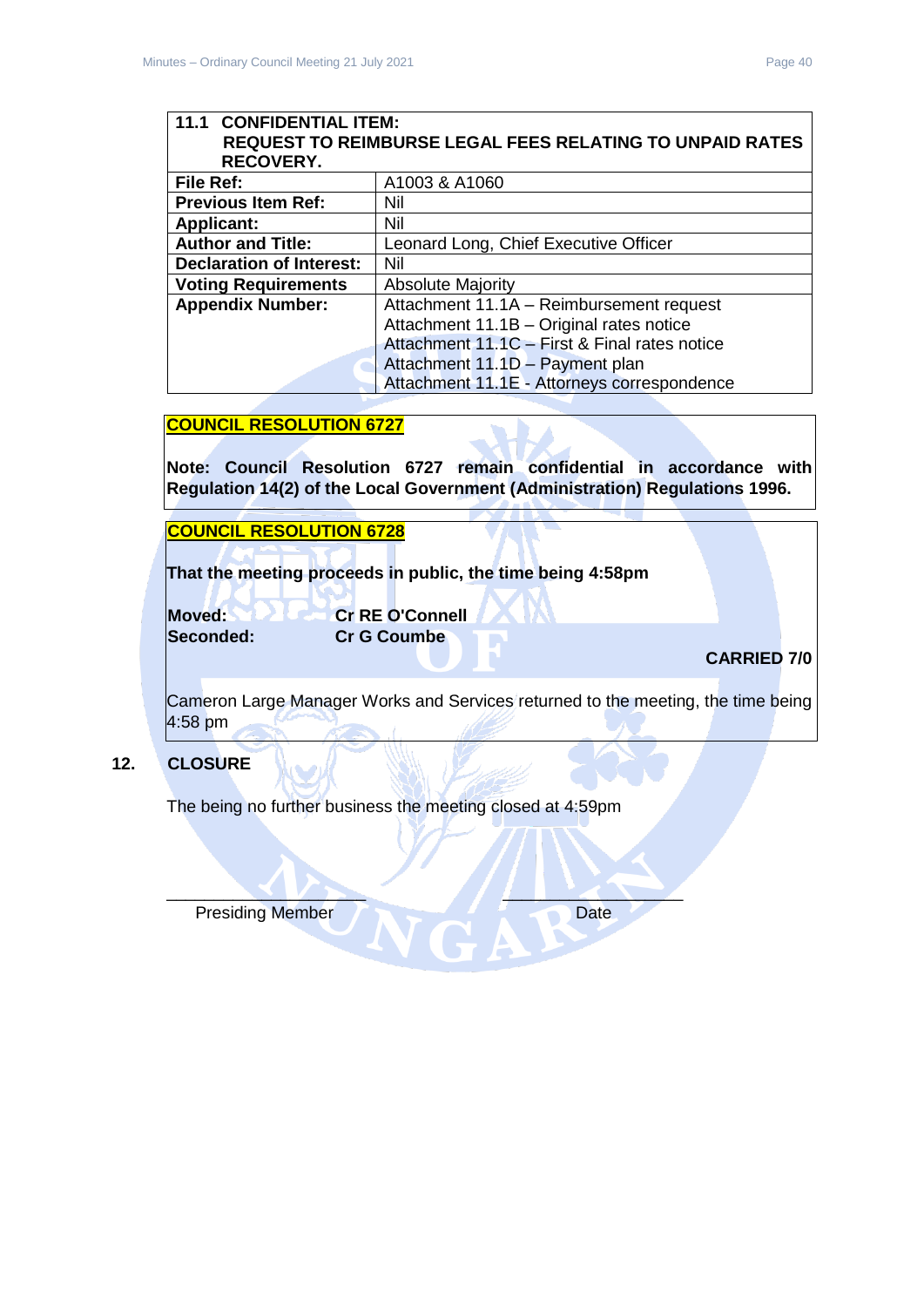| **11.1 CONFIDENTIAL ITEM: REQUEST TO REIMBURSE LEGAL FEES RELATING TO UNPAID RATES RECOVERY.** | |
|---|---|
| **File Ref:** | A1003 & A1060 |
| **Previous Item Ref:** | Nil |
| **Applicant:** | Nil |
| **Author and Title:** | Leonard Long, Chief Executive Officer |
| **Declaration of Interest:** | Nil |
| **Voting Requirements** | Absolute Majority |
| **Appendix Number:** | Attachment 11.1A – Reimbursement request<br>Attachment 11.1B – Original rates notice<br>Attachment 11.1C – First & Final rates notice<br>Attachment 11.1D – Payment plan<br>Attachment 11.1E - Attorneys correspondence |

**COUNCIL RESOLUTION 6727**

**Note: Council Resolution 6727 remain confidential in accordance with Regulation 14(2) of the Local Government (Administration) Regulations 1996.**

**COUNCIL RESOLUTION 6728**

**That the meeting proceeds in public, the time being 4:58pm**

**Moved:** **Cr RE O'Connell**
**Seconded:** **Cr G Coumbe**

**CARRIED 7/0**

Cameron Large Manager Works and Services returned to the meeting, the time being 4:58 pm

## 12. CLOSURE

The being no further business the meeting closed at 4:59pm

\_\_\_\_\_\_\_\_\_\_\_\_\_\_\_\_\_\_\_\_ \_\_\_\_\_\_\_\_\_\_\_\_\_\_\_\_\_\_\_\_

Presiding Member Date